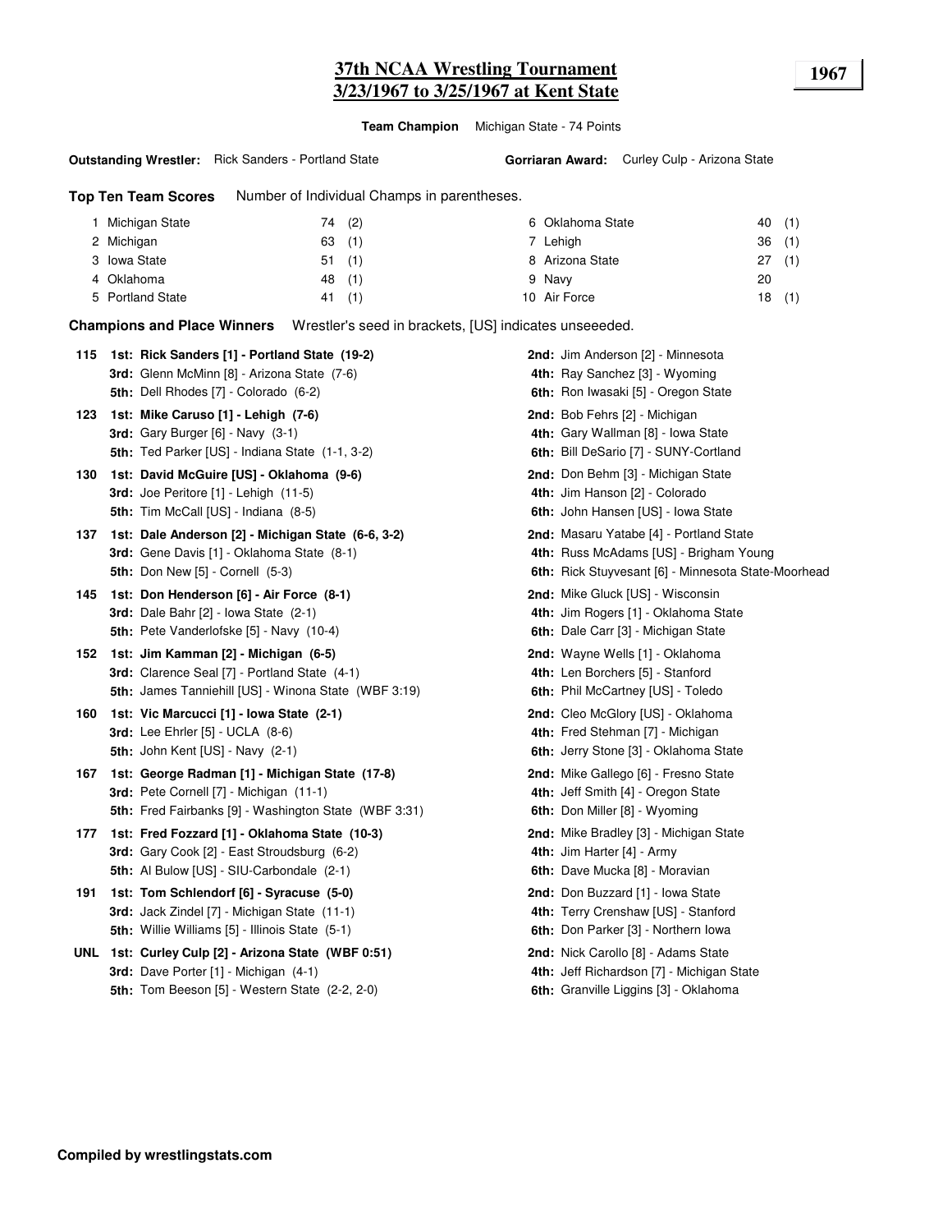# 37th NCAA Wrestling Tournament
# 3/23/1967 to 3/25/1967 at Kent State

**1967**

**Team Champion** Michigan State - 74 Points

**Outstanding Wrestler:** Rick Sanders - Portland State

**Gorriaran Award:** Curley Culp - Arizona State

## Top Ten Team Scores

Number of Individual Champs in parentheses.

| Rank | Team | Points | Champs |
|---|---|---|---|
| 1 | Michigan State | 74 | (2) |
| 2 | Michigan | 63 | (1) |
| 3 | Iowa State | 51 | (1) |
| 4 | Oklahoma | 48 | (1) |
| 5 | Portland State | 41 | (1) |
| 6 | Oklahoma State | 40 | (1) |
| 7 | Lehigh | 36 | (1) |
| 8 | Arizona State | 27 | (1) |
| 9 | Navy | 20 | |
| 10 | Air Force | 18 | (1) |

## Champions and Place Winners

Wrestler's seed in brackets, [US] indicates unseeeded.

**115**
- **1st: Rick Sanders [1] - Portland State (19-2)**
- **2nd:** Jim Anderson [2] - Minnesota
- **3rd:** Glenn McMinn [8] - Arizona State (7-6)
- **4th:** Ray Sanchez [3] - Wyoming
- **5th:** Dell Rhodes [7] - Colorado (6-2)
- **6th:** Ron Iwasaki [5] - Oregon State

**123**
- **1st: Mike Caruso [1] - Lehigh (7-6)**
- **2nd:** Bob Fehrs [2] - Michigan
- **3rd:** Gary Burger [6] - Navy (3-1)
- **4th:** Gary Wallman [8] - Iowa State
- **5th:** Ted Parker [US] - Indiana State (1-1, 3-2)
- **6th:** Bill DeSario [7] - SUNY-Cortland

**130**
- **1st: David McGuire [US] - Oklahoma (9-6)**
- **2nd:** Don Behm [3] - Michigan State
- **3rd:** Joe Peritore [1] - Lehigh (11-5)
- **4th:** Jim Hanson [2] - Colorado
- **5th:** Tim McCall [US] - Indiana (8-5)
- **6th:** John Hansen [US] - Iowa State

**137**
- **1st: Dale Anderson [2] - Michigan State (6-6, 3-2)**
- **2nd:** Masaru Yatabe [4] - Portland State
- **3rd:** Gene Davis [1] - Oklahoma State (8-1)
- **4th:** Russ McAdams [US] - Brigham Young
- **5th:** Don New [5] - Cornell (5-3)
- **6th:** Rick Stuyvesant [6] - Minnesota State-Moorhead

**145**
- **1st: Don Henderson [6] - Air Force (8-1)**
- **2nd:** Mike Gluck [US] - Wisconsin
- **3rd:** Dale Bahr [2] - Iowa State (2-1)
- **4th:** Jim Rogers [1] - Oklahoma State
- **5th:** Pete Vanderlofske [5] - Navy (10-4)
- **6th:** Dale Carr [3] - Michigan State

**152**
- **1st: Jim Kamman [2] - Michigan (6-5)**
- **2nd:** Wayne Wells [1] - Oklahoma
- **3rd:** Clarence Seal [7] - Portland State (4-1)
- **4th:** Len Borchers [5] - Stanford
- **5th:** James Tanniehill [US] - Winona State (WBF 3:19)
- **6th:** Phil McCartney [US] - Toledo

**160**
- **1st: Vic Marcucci [1] - Iowa State (2-1)**
- **2nd:** Cleo McGlory [US] - Oklahoma
- **3rd:** Lee Ehrler [5] - UCLA (8-6)
- **4th:** Fred Stehman [7] - Michigan
- **5th:** John Kent [US] - Navy (2-1)
- **6th:** Jerry Stone [3] - Oklahoma State

**167**
- **1st: George Radman [1] - Michigan State (17-8)**
- **2nd:** Mike Gallego [6] - Fresno State
- **3rd:** Pete Cornell [7] - Michigan (11-1)
- **4th:** Jeff Smith [4] - Oregon State
- **5th:** Fred Fairbanks [9] - Washington State (WBF 3:31)
- **6th:** Don Miller [8] - Wyoming

**177**
- **1st: Fred Fozzard [1] - Oklahoma State (10-3)**
- **2nd:** Mike Bradley [3] - Michigan State
- **3rd:** Gary Cook [2] - East Stroudsburg (6-2)
- **4th:** Jim Harter [4] - Army
- **5th:** Al Bulow [US] - SIU-Carbondale (2-1)
- **6th:** Dave Mucka [8] - Moravian

**191**
- **1st: Tom Schlendorf [6] - Syracuse (5-0)**
- **2nd:** Don Buzzard [1] - Iowa State
- **3rd:** Jack Zindel [7] - Michigan State (11-1)
- **4th:** Terry Crenshaw [US] - Stanford
- **5th:** Willie Williams [5] - Illinois State (5-1)
- **6th:** Don Parker [3] - Northern Iowa

**UNL**
- **1st: Curley Culp [2] - Arizona State (WBF 0:51)**
- **2nd:** Nick Carollo [8] - Adams State
- **3rd:** Dave Porter [1] - Michigan (4-1)
- **4th:** Jeff Richardson [7] - Michigan State
- **5th:** Tom Beeson [5] - Western State (2-2, 2-0)
- **6th:** Granville Liggins [3] - Oklahoma

**Compiled by wrestlingstats.com**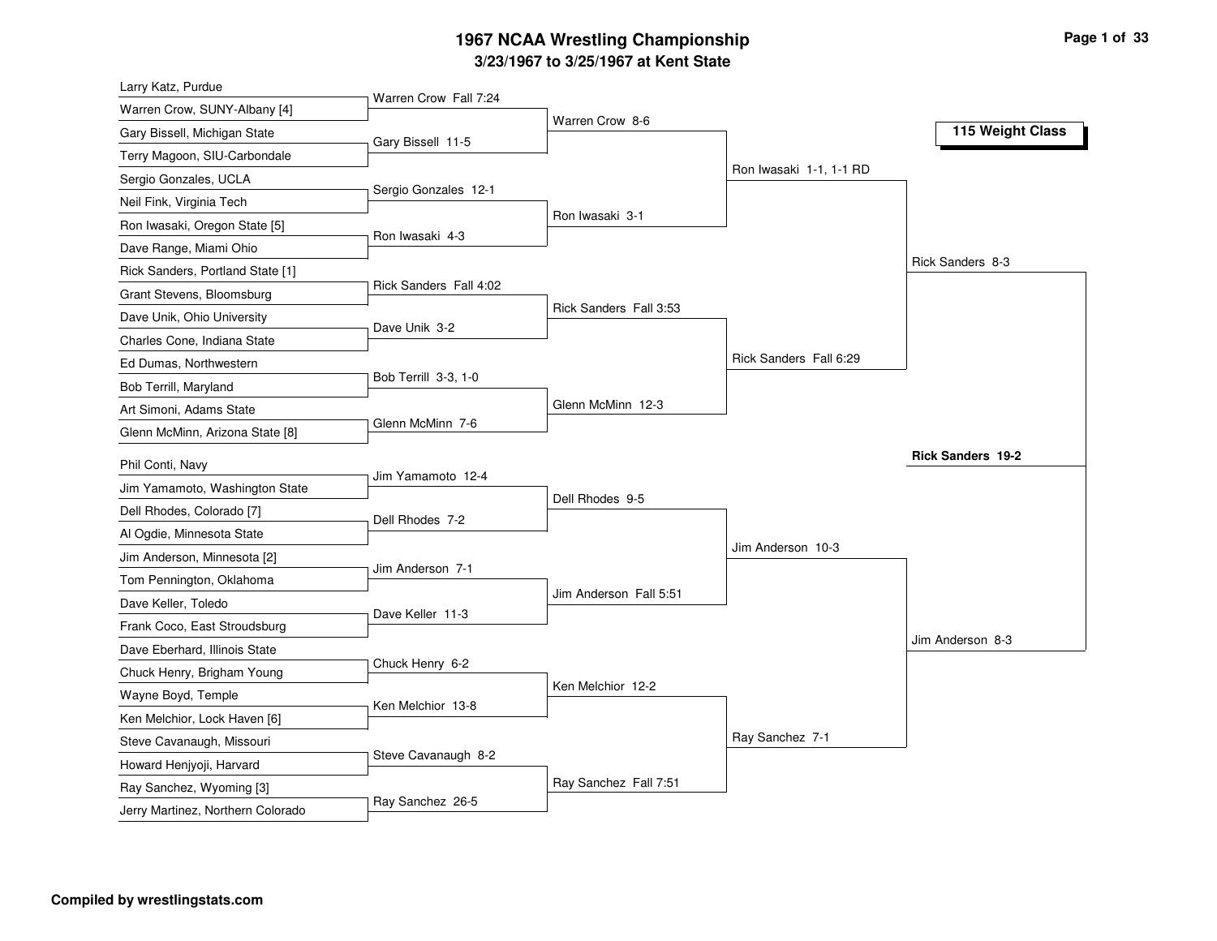# 1967 NCAA Wrestling Championship

## 3/23/1967 to 3/25/1967 at Kent State

### 115 Weight Class

**First Round**

- Larry Katz, Purdue vs. Warren Crow, SUNY-Albany [4] — Warren Crow Fall 7:24
- Gary Bissell, Michigan State vs. Terry Magoon, SIU-Carbondale — Gary Bissell 11-5
- Sergio Gonzales, UCLA vs. Neil Fink, Virginia Tech — Sergio Gonzales 12-1
- Ron Iwasaki, Oregon State [5] vs. Dave Range, Miami Ohio — Ron Iwasaki 4-3
- Rick Sanders, Portland State [1] vs. Grant Stevens, Bloomsburg — Rick Sanders Fall 4:02
- Dave Unik, Ohio University vs. Charles Cone, Indiana State — Dave Unik 3-2
- Ed Dumas, Northwestern vs. Bob Terrill, Maryland — Bob Terrill 3-3, 1-0
- Art Simoni, Adams State vs. Glenn McMinn, Arizona State [8] — Glenn McMinn 7-6
- Phil Conti, Navy vs. Jim Yamamoto, Washington State — Jim Yamamoto 12-4
- Dell Rhodes, Colorado [7] vs. Al Ogdie, Minnesota State — Dell Rhodes 7-2
- Jim Anderson, Minnesota [2] vs. Tom Pennington, Oklahoma — Jim Anderson 7-1
- Dave Keller, Toledo vs. Frank Coco, East Stroudsburg — Dave Keller 11-3
- Dave Eberhard, Illinois State vs. Chuck Henry, Brigham Young — Chuck Henry 6-2
- Wayne Boyd, Temple vs. Ken Melchior, Lock Haven [6] — Ken Melchior 13-8
- Steve Cavanaugh, Missouri vs. Howard Henjyoji, Harvard — Steve Cavanaugh 8-2
- Ray Sanchez, Wyoming [3] vs. Jerry Martinez, Northern Colorado — Ray Sanchez 26-5

**Second Round**

- Warren Crow 8-6
- Ron Iwasaki 3-1
- Rick Sanders Fall 3:53
- Glenn McMinn 12-3
- Dell Rhodes 9-5
- Jim Anderson Fall 5:51
- Ken Melchior 12-2
- Ray Sanchez Fall 7:51

**Quarterfinals**

- Ron Iwasaki 1-1, 1-1 RD
- Rick Sanders Fall 6:29
- Jim Anderson 10-3
- Ray Sanchez 7-1

**Semifinals**

- Rick Sanders 8-3
- Jim Anderson 8-3

**Champion**

**Rick Sanders 19-2**

Compiled by wrestlingstats.com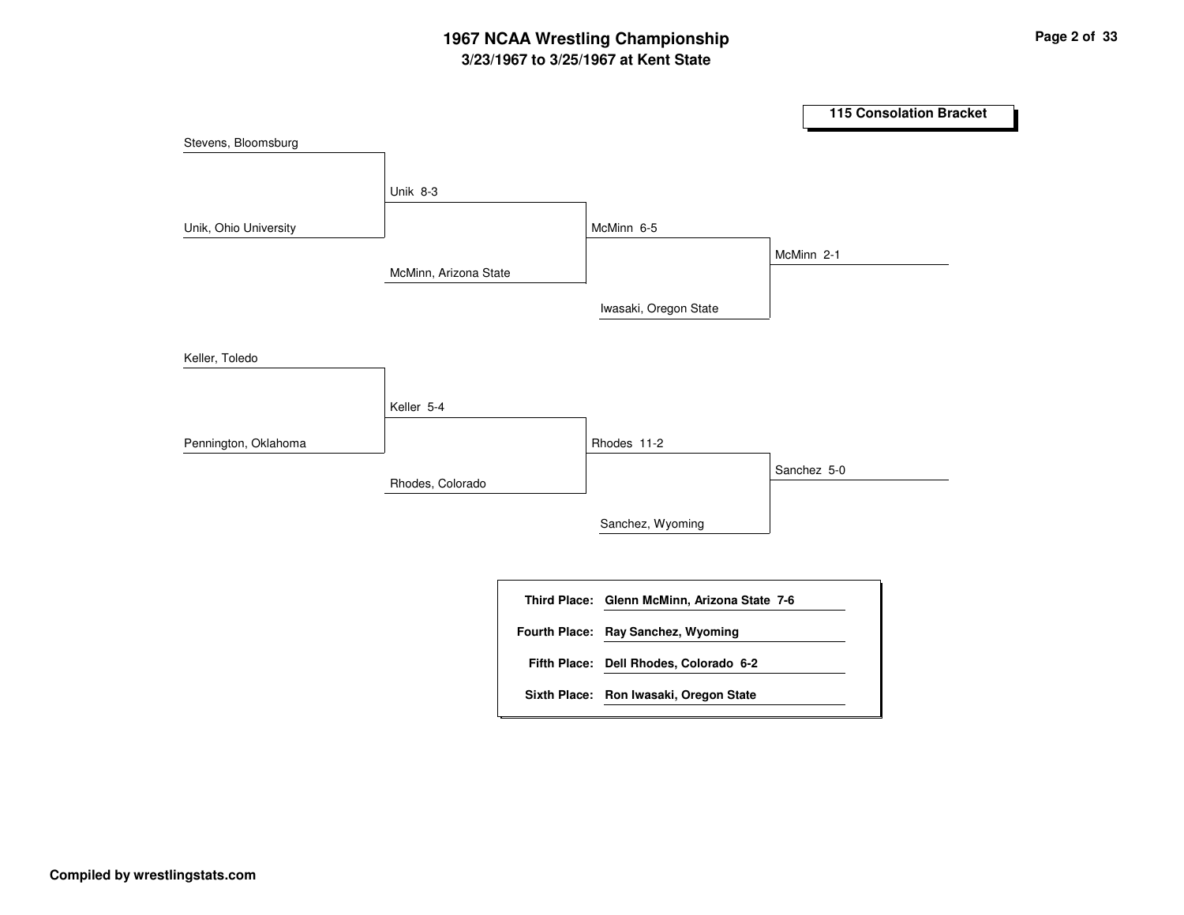# 1967 NCAA Wrestling Championship

## 3/23/1967 to 3/25/1967 at Kent State

### 115 Consolation Bracket

**Upper bracket**

- Stevens, Bloomsburg
- Unik, Ohio University
  - Unik 8-3
- McMinn, Arizona State
  - McMinn 6-5
- Iwasaki, Oregon State
  - McMinn 2-1

**Lower bracket**

- Keller, Toledo
- Pennington, Oklahoma
  - Keller 5-4
- Rhodes, Colorado
  - Rhodes 11-2
- Sanchez, Wyoming
  - Sanchez 5-0

| Place | Wrestler |
|---|---|
| Third Place: | Glenn McMinn, Arizona State 7-6 |
| Fourth Place: | Ray Sanchez, Wyoming |
| Fifth Place: | Dell Rhodes, Colorado 6-2 |
| Sixth Place: | Ron Iwasaki, Oregon State |

Compiled by wrestlingstats.com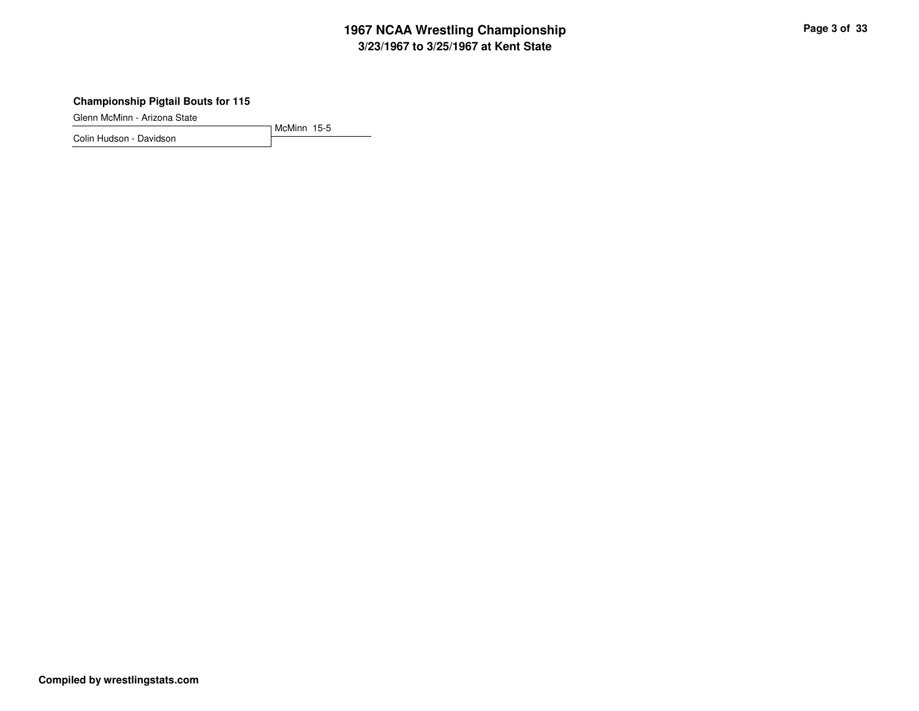**Championship Pigtail Bouts for 115**

Glenn McMinn - Arizona State

McMinn 15-5

Colin Hudson - Davidson

**Compiled by wrestlingstats.com**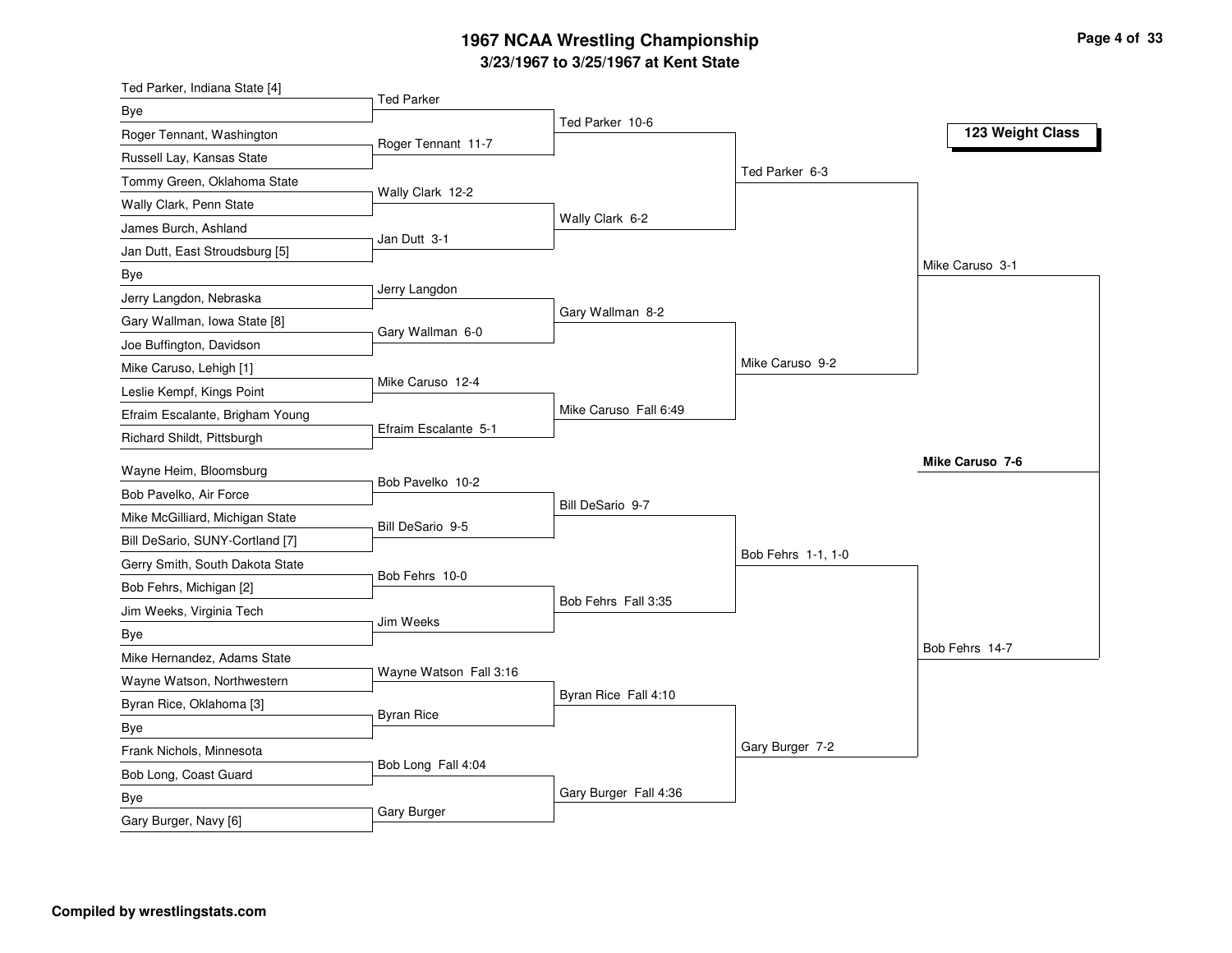# 1967 NCAA Wrestling Championship

## 3/23/1967 to 3/25/1967 at Kent State

### 123 Weight Class

**First Round**

- Ted Parker, Indiana State [4] vs Bye — Ted Parker
- Roger Tennant, Washington vs Russell Lay, Kansas State — Roger Tennant 11-7
- Tommy Green, Oklahoma State vs Wally Clark, Penn State — Wally Clark 12-2
- James Burch, Ashland vs Jan Dutt, East Stroudsburg [5] — Jan Dutt 3-1
- Bye vs Jerry Langdon, Nebraska — Jerry Langdon
- Gary Wallman, Iowa State [8] vs Joe Buffington, Davidson — Gary Wallman 6-0
- Mike Caruso, Lehigh [1] vs Leslie Kempf, Kings Point — Mike Caruso 12-4
- Efraim Escalante, Brigham Young vs Richard Shildt, Pittsburgh — Efraim Escalante 5-1
- Wayne Heim, Bloomsburg vs Bob Pavelko, Air Force — Bob Pavelko 10-2
- Mike McGilliard, Michigan State vs Bill DeSario, SUNY-Cortland [7] — Bill DeSario 9-5
- Gerry Smith, South Dakota State vs Bob Fehrs, Michigan [2] — Bob Fehrs 10-0
- Jim Weeks, Virginia Tech vs Bye — Jim Weeks
- Mike Hernandez, Adams State vs Wayne Watson, Northwestern — Wayne Watson Fall 3:16
- Byran Rice, Oklahoma [3] vs Bye — Byran Rice
- Frank Nichols, Minnesota vs Bob Long, Coast Guard — Bob Long Fall 4:04
- Bye vs Gary Burger, Navy [6] — Gary Burger

**Second Round**

- Ted Parker 10-6
- Wally Clark 6-2
- Gary Wallman 8-2
- Mike Caruso Fall 6:49
- Bill DeSario 9-7
- Bob Fehrs Fall 3:35
- Byran Rice Fall 4:10
- Gary Burger Fall 4:36

**Quarterfinals**

- Ted Parker 6-3
- Mike Caruso 9-2
- Bob Fehrs 1-1, 1-0
- Gary Burger 7-2

**Semifinals**

- Mike Caruso 3-1
- Bob Fehrs 14-7

**Final**

- **Mike Caruso 7-6**

Compiled by wrestlingstats.com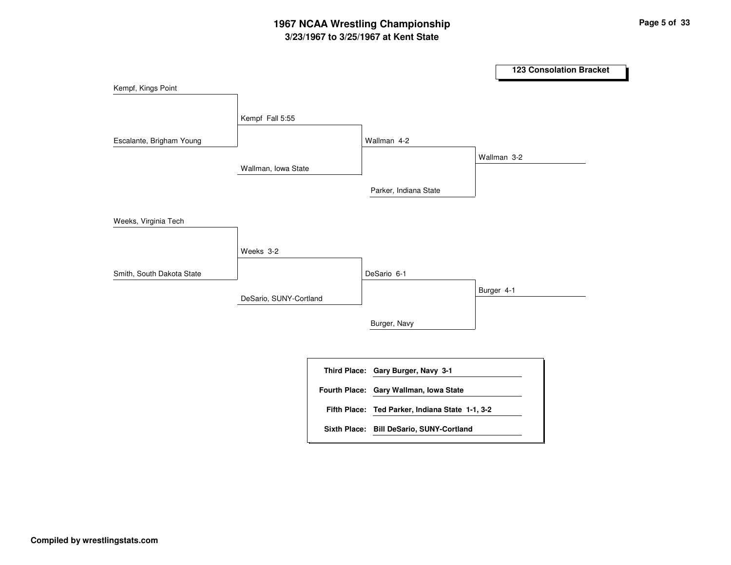# 1967 NCAA Wrestling Championship

## 3/23/1967 to 3/25/1967 at Kent State

### 123 Consolation Bracket

Kempf, Kings Point

Escalante, Brigham Young

Kempf Fall 5:55

Wallman, Iowa State

Wallman 4-2

Parker, Indiana State

Wallman 3-2

Weeks, Virginia Tech

Smith, South Dakota State

Weeks 3-2

DeSario, SUNY-Cortland

DeSario 6-1

Burger, Navy

Burger 4-1

| | |
|---|---|
| **Third Place:** | **Gary Burger, Navy 3-1** |
| **Fourth Place:** | **Gary Wallman, Iowa State** |
| **Fifth Place:** | **Ted Parker, Indiana State 1-1, 3-2** |
| **Sixth Place:** | **Bill DeSario, SUNY-Cortland** |

**Compiled by wrestlingstats.com**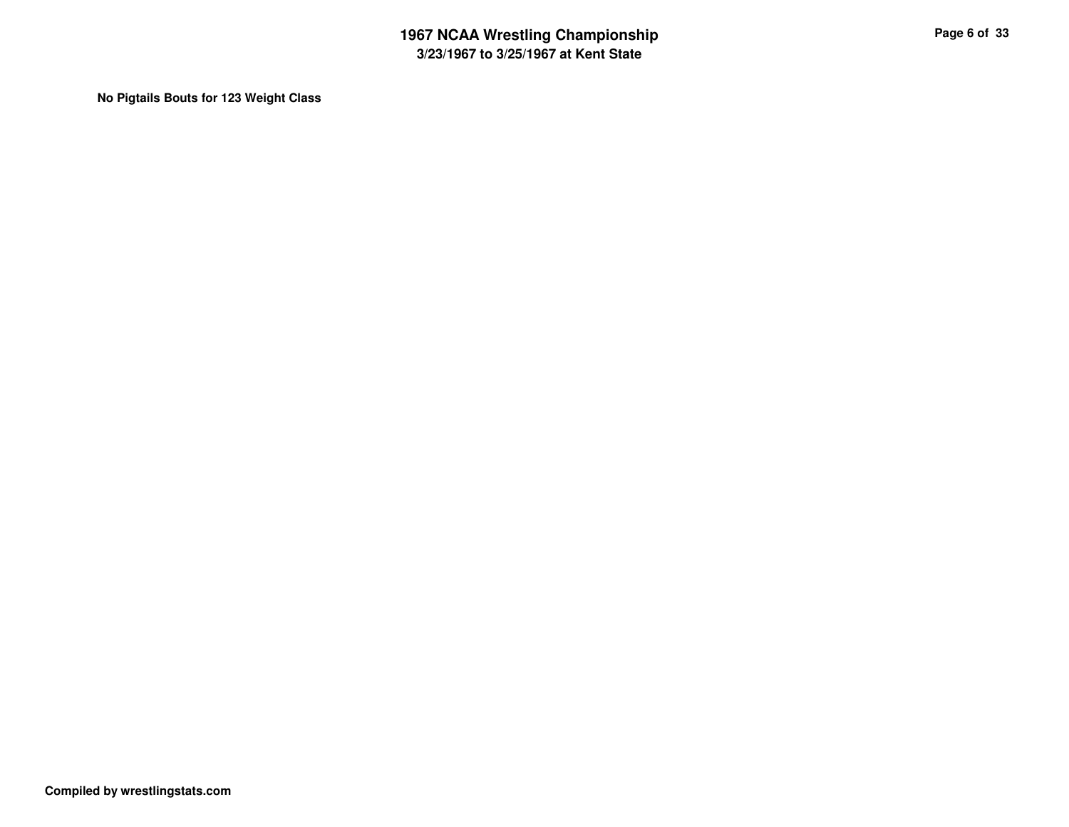**No Pigtails Bouts for 123 Weight Class**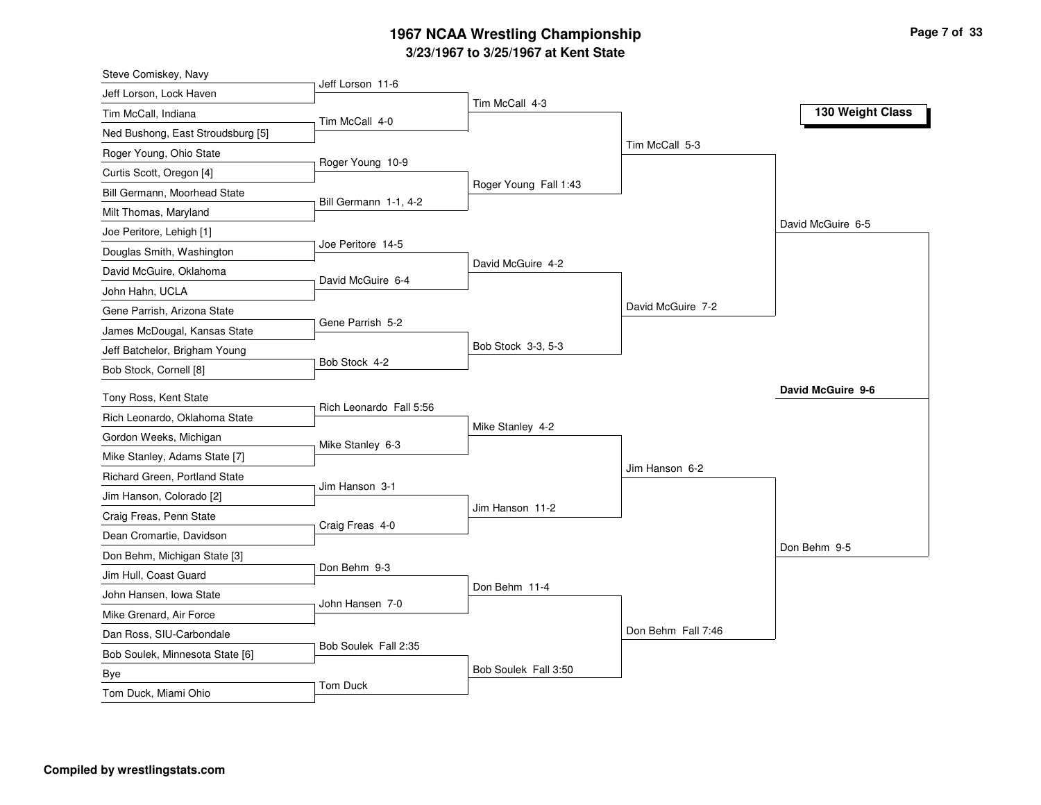# 1967 NCAA Wrestling Championship

## 3/23/1967 to 3/25/1967 at Kent State

### 130 Weight Class

**First Round**

- Steve Comiskey, Navy vs. Jeff Lorson, Lock Haven — Jeff Lorson 11-6
- Tim McCall, Indiana vs. Ned Bushong, East Stroudsburg [5] — Tim McCall 4-0
- Roger Young, Ohio State vs. Curtis Scott, Oregon [4] — Roger Young 10-9
- Bill Germann, Moorhead State vs. Milt Thomas, Maryland — Bill Germann 1-1, 4-2
- Joe Peritore, Lehigh [1] vs. Douglas Smith, Washington — Joe Peritore 14-5
- David McGuire, Oklahoma vs. John Hahn, UCLA — David McGuire 6-4
- Gene Parrish, Arizona State vs. James McDougal, Kansas State — Gene Parrish 5-2
- Jeff Batchelor, Brigham Young vs. Bob Stock, Cornell [8] — Bob Stock 4-2
- Tony Ross, Kent State vs. Rich Leonardo, Oklahoma State — Rich Leonardo Fall 5:56
- Gordon Weeks, Michigan vs. Mike Stanley, Adams State [7] — Mike Stanley 6-3
- Richard Green, Portland State vs. Jim Hanson, Colorado [2] — Jim Hanson 3-1
- Craig Freas, Penn State vs. Dean Cromartie, Davidson — Craig Freas 4-0
- Don Behm, Michigan State [3] vs. Jim Hull, Coast Guard — Don Behm 9-3
- John Hansen, Iowa State vs. Mike Grenard, Air Force — John Hansen 7-0
- Dan Ross, SIU-Carbondale vs. Bob Soulek, Minnesota State [6] — Bob Soulek Fall 2:35
- Bye vs. Tom Duck, Miami Ohio — Tom Duck

**Second Round**

- Tim McCall 4-3
- Roger Young Fall 1:43
- David McGuire 4-2
- Bob Stock 3-3, 5-3
- Mike Stanley 4-2
- Jim Hanson 11-2
- Don Behm 11-4
- Bob Soulek Fall 3:50

**Quarterfinals**

- Tim McCall 5-3
- David McGuire 7-2
- Jim Hanson 6-2
- Don Behm Fall 7:46

**Semifinals**

- David McGuire 6-5
- Don Behm 9-5

**Final**

- **David McGuire 9-6**

**Compiled by wrestlingstats.com**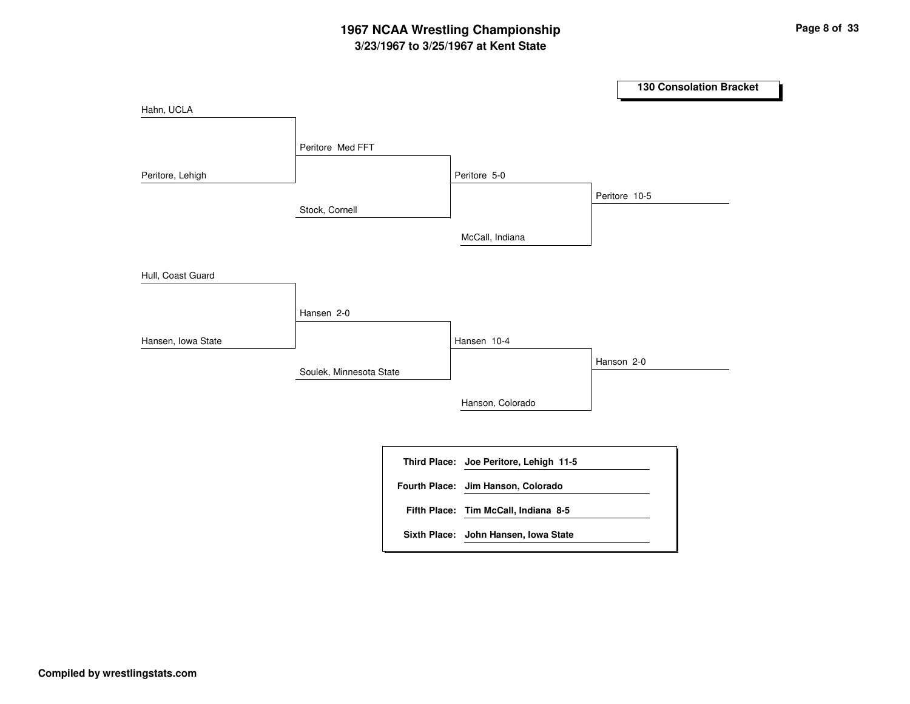# 1967 NCAA Wrestling Championship

## 3/23/1967 to 3/25/1967 at Kent State

### 130 Consolation Bracket

**Round 1**

- Hahn, UCLA vs. Peritore, Lehigh — Peritore Med FFT
- Hull, Coast Guard vs. Hansen, Iowa State — Hansen 2-0

**Round 2**

- Peritore vs. Stock, Cornell — Peritore 5-0
- Hansen vs. Soulek, Minnesota State — Hansen 10-4

**Round 3**

- Peritore vs. McCall, Indiana — Peritore 10-5
- Hansen vs. Hanson, Colorado — Hanson 2-0

| Place | Result |
|---|---|
| **Third Place:** | **Joe Peritore, Lehigh 11-5** |
| **Fourth Place:** | **Jim Hanson, Colorado** |
| **Fifth Place:** | **Tim McCall, Indiana 8-5** |
| **Sixth Place:** | **John Hansen, Iowa State** |

**Compiled by wrestlingstats.com**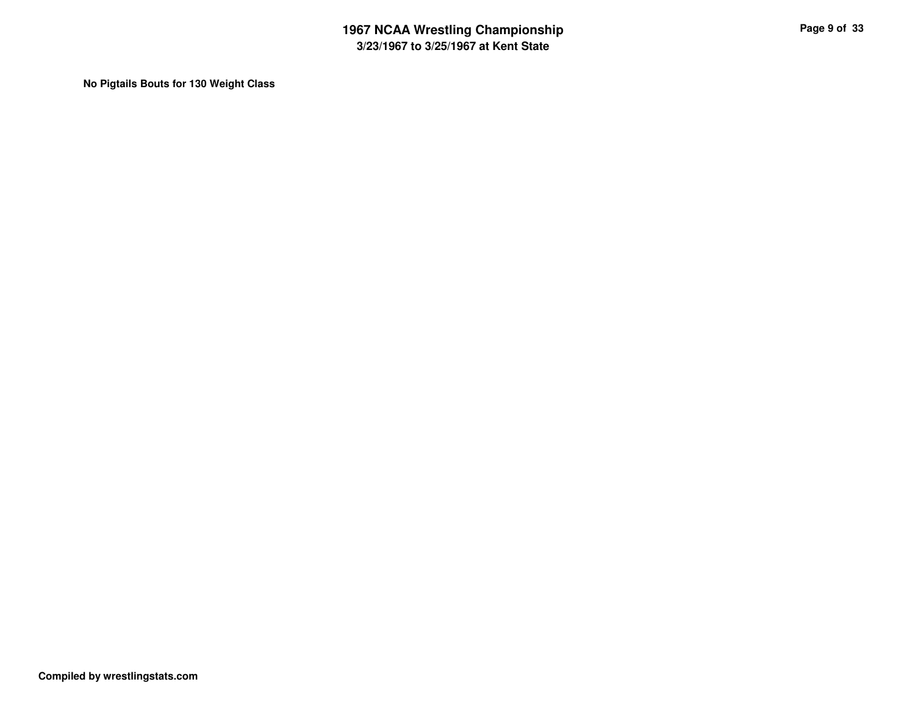**No Pigtails Bouts for 130 Weight Class**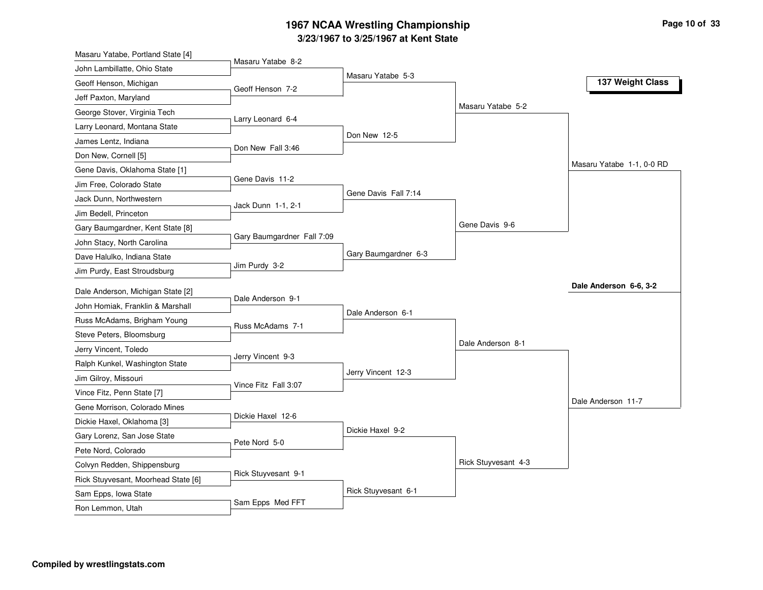# 1967 NCAA Wrestling Championship

## 3/23/1967 to 3/25/1967 at Kent State

### 137 Weight Class

| Competitor | First Round | Second Round | Quarterfinals | Semifinals | Final |
|---|---|---|---|---|---|
| Masaru Yatabe, Portland State [4] | Masaru Yatabe 8-2 | Masaru Yatabe 5-3 | Masaru Yatabe 5-2 | Masaru Yatabe 1-1, 0-0 RD | **Dale Anderson 6-6, 3-2** |
| John Lambillatte, Ohio State | | | | | |
| Geoff Henson, Michigan | Geoff Henson 7-2 | | | | |
| Jeff Paxton, Maryland | | | | | |
| George Stover, Virginia Tech | Larry Leonard 6-4 | Don New 12-5 | | | |
| Larry Leonard, Montana State | | | | | |
| James Lentz, Indiana | Don New Fall 3:46 | | | | |
| Don New, Cornell [5] | | | | | |
| Gene Davis, Oklahoma State [1] | Gene Davis 11-2 | Gene Davis Fall 7:14 | Gene Davis 9-6 | | |
| Jim Free, Colorado State | | | | | |
| Jack Dunn, Northwestern | Jack Dunn 1-1, 2-1 | | | | |
| Jim Bedell, Princeton | | | | | |
| Gary Baumgardner, Kent State [8] | Gary Baumgardner Fall 7:09 | Gary Baumgardner 6-3 | | | |
| John Stacy, North Carolina | | | | | |
| Dave Halulko, Indiana State | Jim Purdy 3-2 | | | | |
| Jim Purdy, East Stroudsburg | | | | | |
| Dale Anderson, Michigan State [2] | Dale Anderson 9-1 | Dale Anderson 6-1 | Dale Anderson 8-1 | Dale Anderson 11-7 | |
| John Homiak, Franklin & Marshall | | | | | |
| Russ McAdams, Brigham Young | Russ McAdams 7-1 | | | | |
| Steve Peters, Bloomsburg | | | | | |
| Jerry Vincent, Toledo | Jerry Vincent 9-3 | Jerry Vincent 12-3 | | | |
| Ralph Kunkel, Washington State | | | | | |
| Jim Gilroy, Missouri | Vince Fitz Fall 3:07 | | | | |
| Vince Fitz, Penn State [7] | | | | | |
| Gene Morrison, Colorado Mines | Dickie Haxel 12-6 | Dickie Haxel 9-2 | Rick Stuyvesant 4-3 | | |
| Dickie Haxel, Oklahoma [3] | | | | | |
| Gary Lorenz, San Jose State | Pete Nord 5-0 | | | | |
| Pete Nord, Colorado | | | | | |
| Colvyn Redden, Shippensburg | Rick Stuyvesant 9-1 | Rick Stuyvesant 6-1 | | | |
| Rick Stuyvesant, Moorhead State [6] | | | | | |
| Sam Epps, Iowa State | Sam Epps Med FFT | | | | |
| Ron Lemmon, Utah | | | | | |

**Compiled by wrestlingstats.com**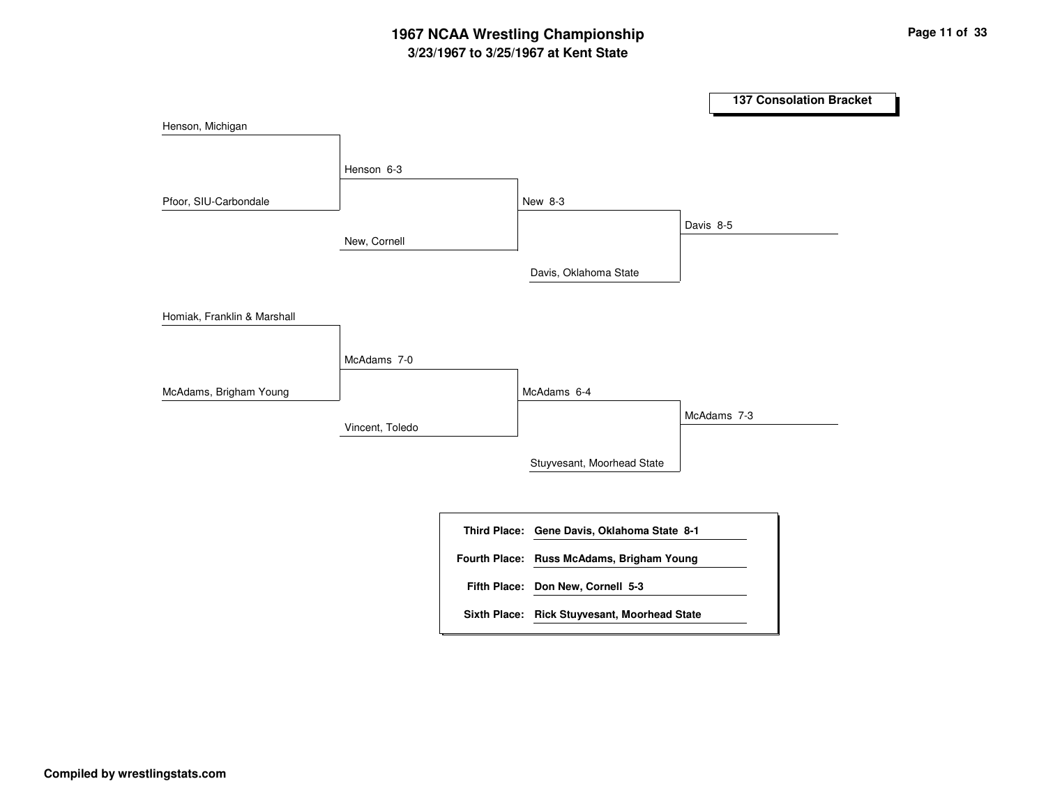# 1967 NCAA Wrestling Championship

## 3/23/1967 to 3/25/1967 at Kent State

### 137 Consolation Bracket

**Round 1**

- Henson, Michigan vs. Pfoor, SIU-Carbondale — Henson 6-3
- Homiak, Franklin & Marshall vs. McAdams, Brigham Young — McAdams 7-0

**Round 2**

- Henson vs. New, Cornell — New 8-3
- McAdams vs. Vincent, Toledo — McAdams 6-4

**Round 3**

- New vs. Davis, Oklahoma State — Davis 8-5
- McAdams vs. Stuyvesant, Moorhead State — McAdams 7-3

| | |
|---|---|
| **Third Place:** | **Gene Davis, Oklahoma State 8-1** |
| **Fourth Place:** | **Russ McAdams, Brigham Young** |
| **Fifth Place:** | **Don New, Cornell 5-3** |
| **Sixth Place:** | **Rick Stuyvesant, Moorhead State** |

**Compiled by wrestlingstats.com**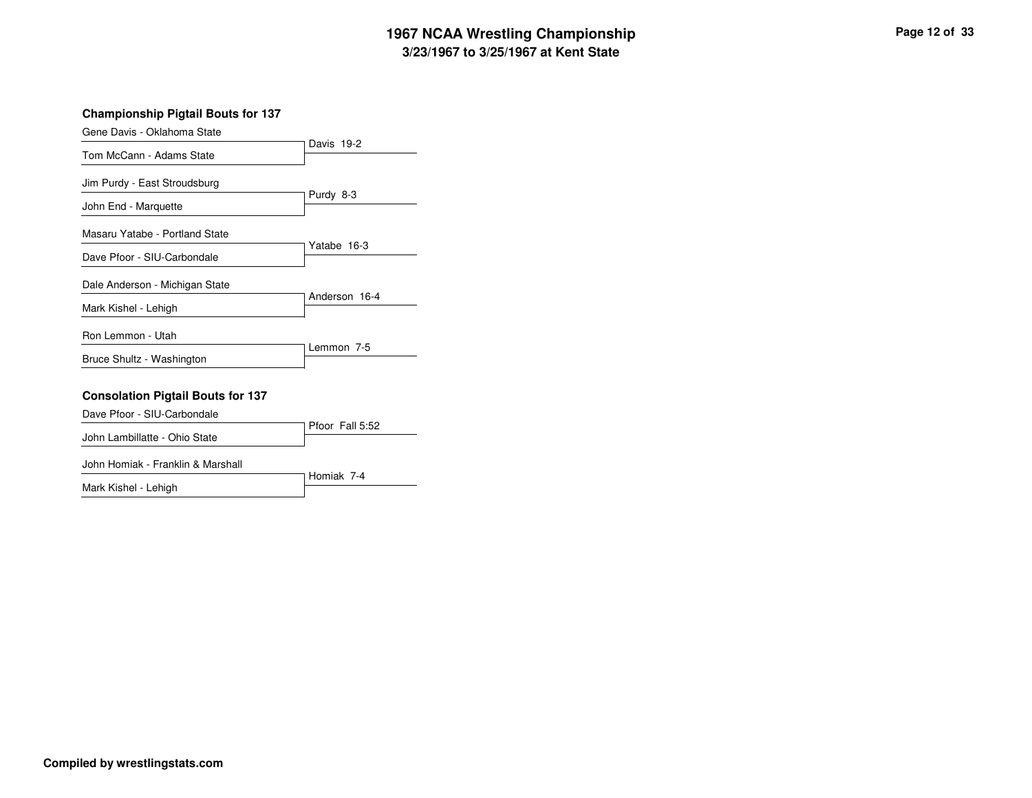# 1967 NCAA Wrestling Championship

**3/23/1967 to 3/25/1967 at Kent State**

### Championship Pigtail Bouts for 137

| Wrestlers | Result |
|---|---|
| Gene Davis - Oklahoma State<br>Tom McCann - Adams State | Davis 19-2 |
| Jim Purdy - East Stroudsburg<br>John End - Marquette | Purdy 8-3 |
| Masaru Yatabe - Portland State<br>Dave Pfoor - SIU-Carbondale | Yatabe 16-3 |
| Dale Anderson - Michigan State<br>Mark Kishel - Lehigh | Anderson 16-4 |
| Ron Lemmon - Utah<br>Bruce Shultz - Washington | Lemmon 7-5 |

### Consolation Pigtail Bouts for 137

| Wrestlers | Result |
|---|---|
| Dave Pfoor - SIU-Carbondale<br>John Lambillatte - Ohio State | Pfoor Fall 5:52 |
| John Homiak - Franklin & Marshall<br>Mark Kishel - Lehigh | Homiak 7-4 |

**Compiled by wrestlingstats.com**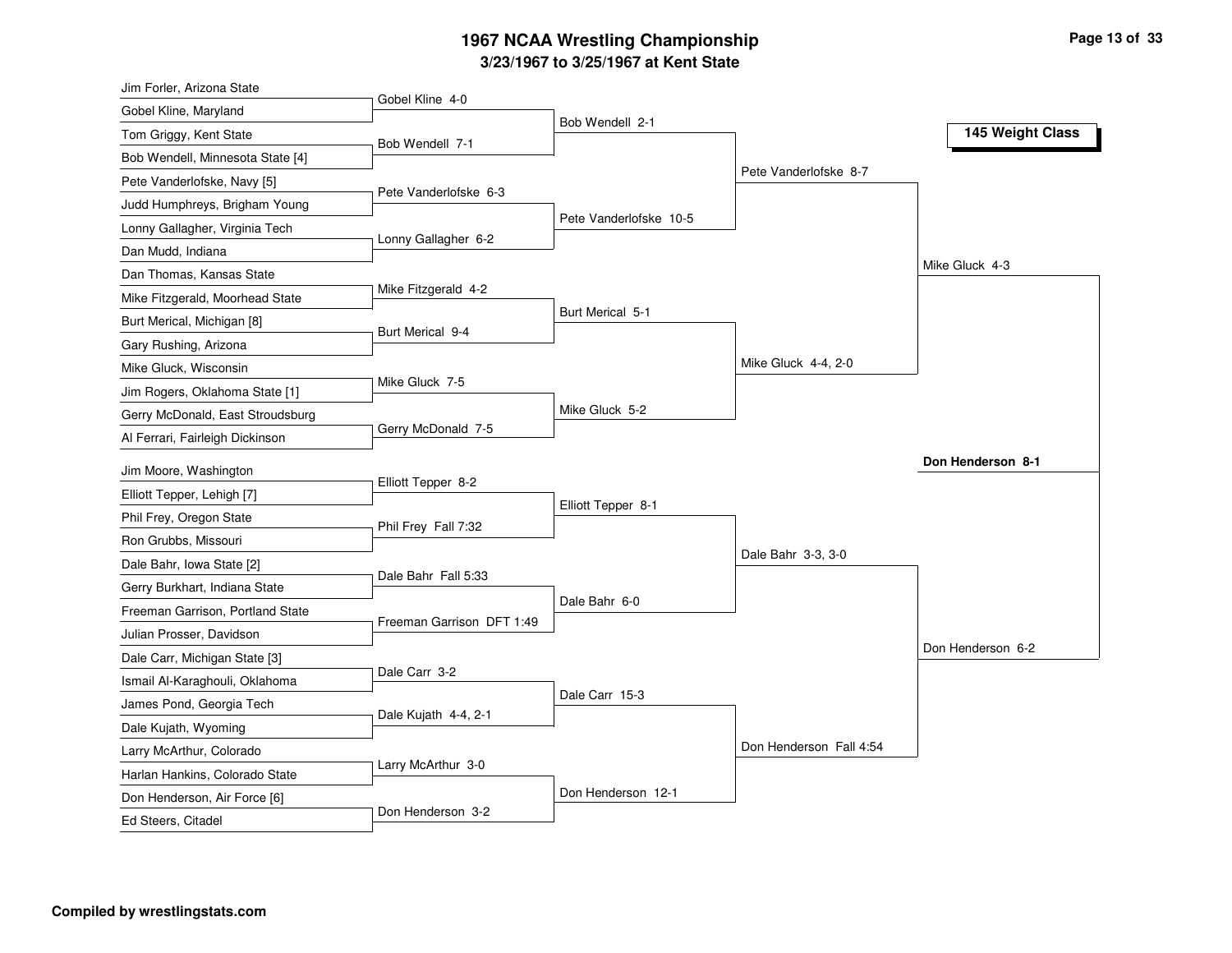# 1967 NCAA Wrestling Championship

## 3/23/1967 to 3/25/1967 at Kent State

### 145 Weight Class

| First Round | Second Round | Quarterfinals | Semifinals | Finals |
|---|---|---|---|---|
| Jim Forler, Arizona State | | | | |
| Gobel Kline, Maryland | Gobel Kline 4-0 | | | |
| Tom Griggy, Kent State | | Bob Wendell 2-1 | | |
| Bob Wendell, Minnesota State [4] | Bob Wendell 7-1 | | | |
| Pete Vanderlofske, Navy [5] | | | Pete Vanderlofske 8-7 | |
| Judd Humphreys, Brigham Young | Pete Vanderlofske 6-3 | | | |
| Lonny Gallagher, Virginia Tech | | Pete Vanderlofske 10-5 | | |
| Dan Mudd, Indiana | Lonny Gallagher 6-2 | | | |
| Dan Thomas, Kansas State | | | | Mike Gluck 4-3 |
| Mike Fitzgerald, Moorhead State | Mike Fitzgerald 4-2 | | | |
| Burt Merical, Michigan [8] | | Burt Merical 5-1 | | |
| Gary Rushing, Arizona | Burt Merical 9-4 | | | |
| Mike Gluck, Wisconsin | | | Mike Gluck 4-4, 2-0 | |
| Jim Rogers, Oklahoma State [1] | Mike Gluck 7-5 | | | |
| Gerry McDonald, East Stroudsburg | | Mike Gluck 5-2 | | |
| Al Ferrari, Fairleigh Dickinson | Gerry McDonald 7-5 | | | |
| Jim Moore, Washington | | | | |
| Elliott Tepper, Lehigh [7] | Elliott Tepper 8-2 | | | |
| Phil Frey, Oregon State | | Elliott Tepper 8-1 | | |
| Ron Grubbs, Missouri | Phil Frey Fall 7:32 | | | |
| Dale Bahr, Iowa State [2] | | | Dale Bahr 3-3, 3-0 | |
| Gerry Burkhart, Indiana State | Dale Bahr Fall 5:33 | | | |
| Freeman Garrison, Portland State | | Dale Bahr 6-0 | | |
| Julian Prosser, Davidson | Freeman Garrison DFT 1:49 | | | |
| Dale Carr, Michigan State [3] | | | | Don Henderson 6-2 |
| Ismail Al-Karaghouli, Oklahoma | Dale Carr 3-2 | | | |
| James Pond, Georgia Tech | | Dale Carr 15-3 | | |
| Dale Kujath, Wyoming | Dale Kujath 4-4, 2-1 | | | |
| Larry McArthur, Colorado | | | Don Henderson Fall 4:54 | |
| Harlan Hankins, Colorado State | Larry McArthur 3-0 | | | |
| Don Henderson, Air Force [6] | | Don Henderson 12-1 | | |
| Ed Steers, Citadel | Don Henderson 3-2 | | | |

**Champion: Don Henderson 8-1**

**Compiled by wrestlingstats.com**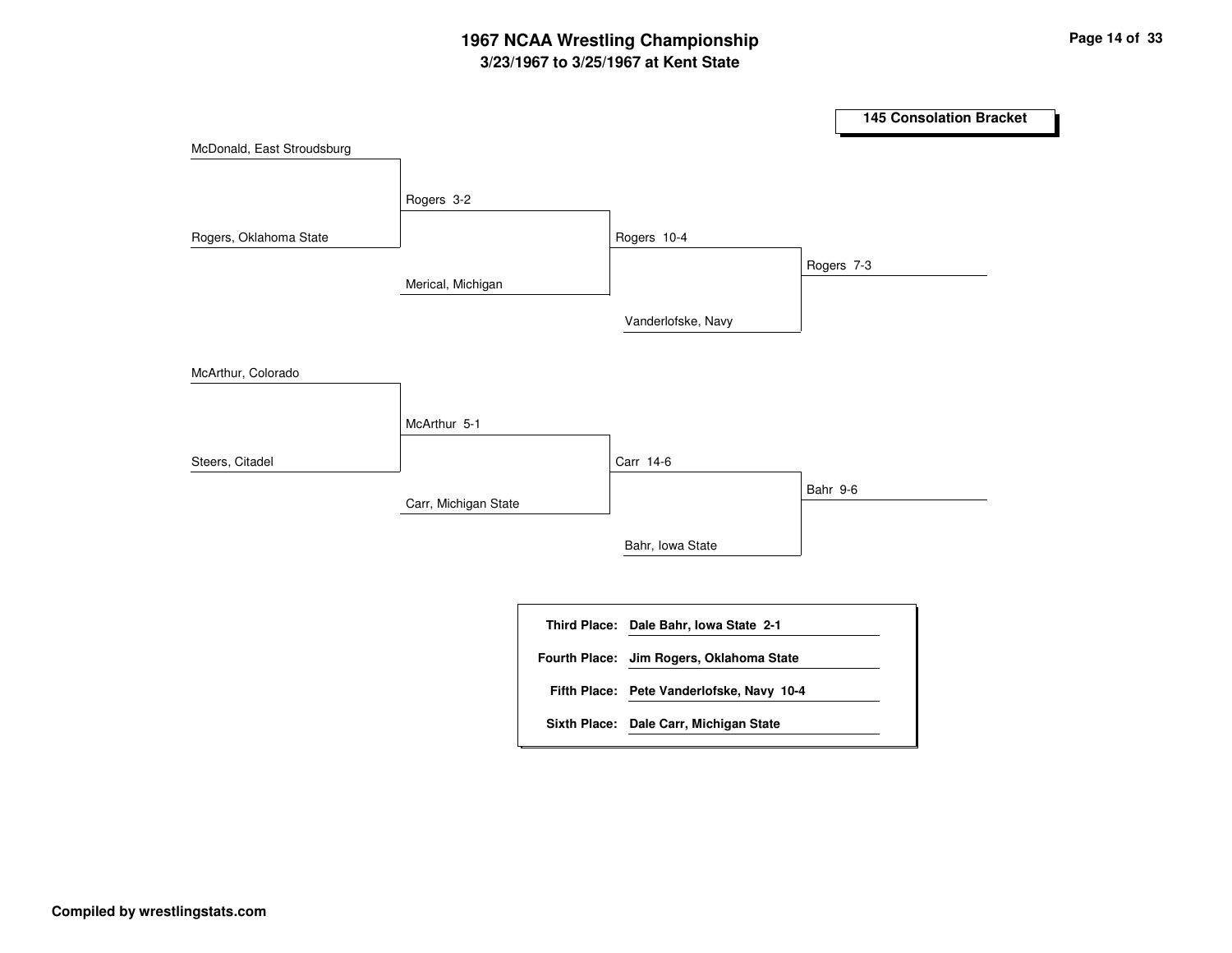# 1967 NCAA Wrestling Championship

## 3/23/1967 to 3/25/1967 at Kent State

### 145 Consolation Bracket

**Bracket 1**

- McDonald, East Stroudsburg
- Rogers, Oklahoma State
  - Rogers 3-2
  - Merical, Michigan
    - Rogers 10-4
    - Vanderlofske, Navy
      - Rogers 7-3

**Bracket 2**

- McArthur, Colorado
- Steers, Citadel
  - McArthur 5-1
  - Carr, Michigan State
    - Carr 14-6
    - Bahr, Iowa State
      - Bahr 9-6

| | |
|---|---|
| **Third Place:** | **Dale Bahr, Iowa State 2-1** |
| **Fourth Place:** | **Jim Rogers, Oklahoma State** |
| **Fifth Place:** | **Pete Vanderlofske, Navy 10-4** |
| **Sixth Place:** | **Dale Carr, Michigan State** |

**Compiled by wrestlingstats.com**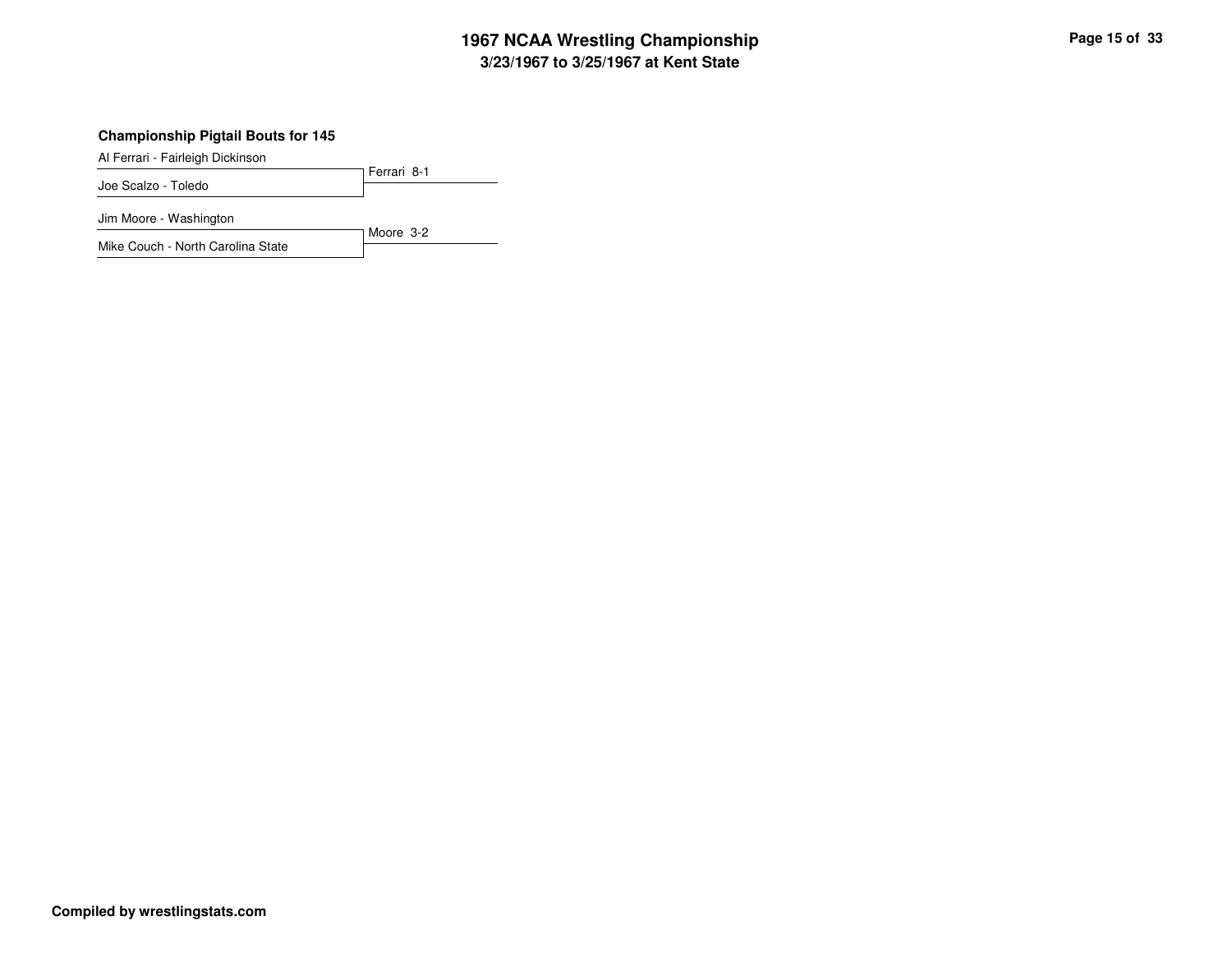# 1967 NCAA Wrestling Championship

**3/23/1967 to 3/25/1967 at Kent State**

**Championship Pigtail Bouts for 145**

| Wrestlers | Result |
| --- | --- |
| Al Ferrari - Fairleigh Dickinson<br>Joe Scalzo - Toledo | Ferrari 8-1 |
| Jim Moore - Washington<br>Mike Couch - North Carolina State | Moore 3-2 |

**Compiled by wrestlingstats.com**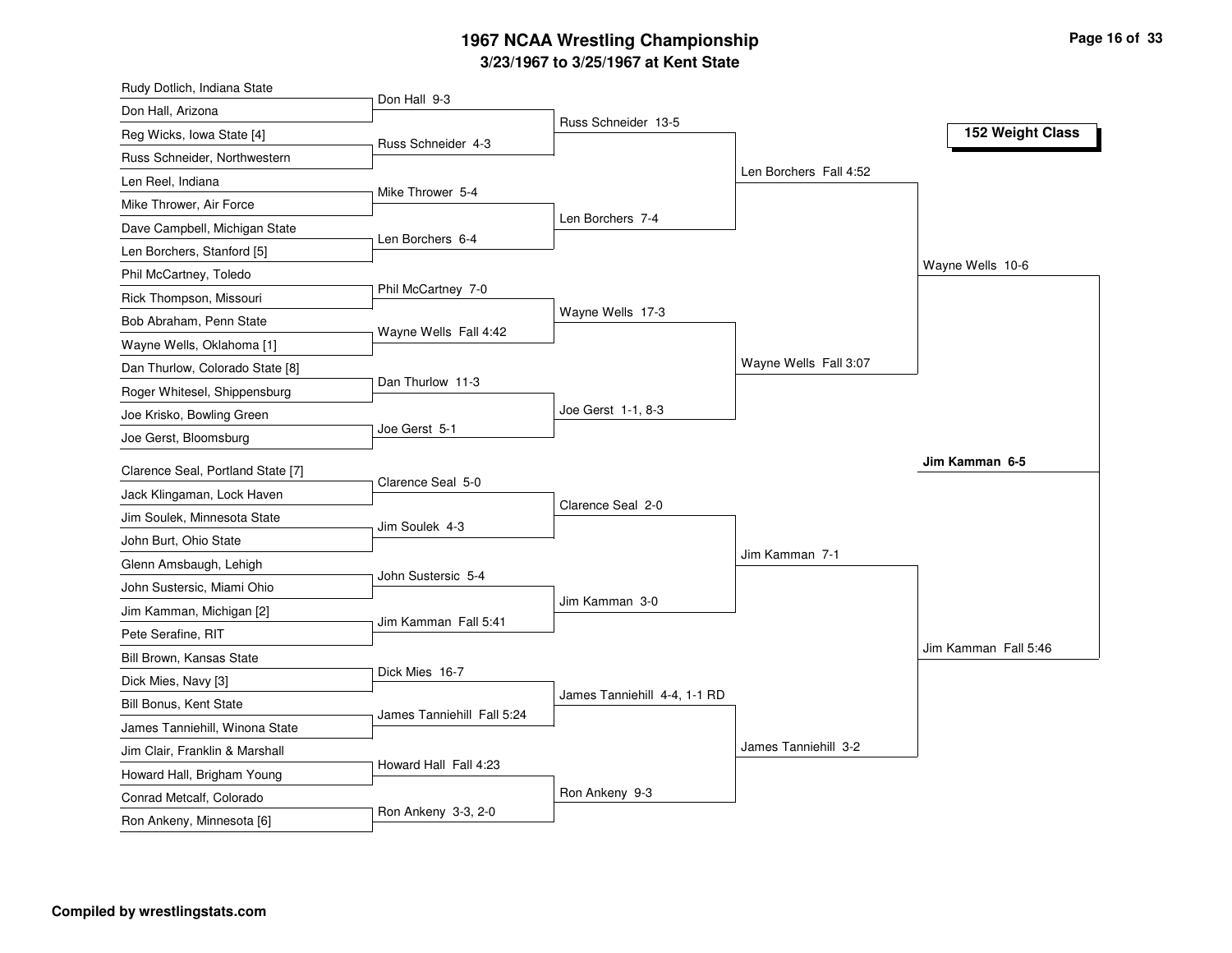# 1967 NCAA Wrestling Championship

## 3/23/1967 to 3/25/1967 at Kent State

### 152 Weight Class

**First Round**

- Rudy Dotlich, Indiana State vs. Don Hall, Arizona — Don Hall 9-3
- Reg Wicks, Iowa State [4] vs. Russ Schneider, Northwestern — Russ Schneider 4-3
- Len Reel, Indiana vs. Mike Thrower, Air Force — Mike Thrower 5-4
- Dave Campbell, Michigan State vs. Len Borchers, Stanford [5] — Len Borchers 6-4
- Phil McCartney, Toledo vs. Rick Thompson, Missouri — Phil McCartney 7-0
- Bob Abraham, Penn State vs. Wayne Wells, Oklahoma [1] — Wayne Wells Fall 4:42
- Dan Thurlow, Colorado State [8] vs. Roger Whitesel, Shippensburg — Dan Thurlow 11-3
- Joe Krisko, Bowling Green vs. Joe Gerst, Bloomsburg — Joe Gerst 5-1
- Clarence Seal, Portland State [7] vs. Jack Klingaman, Lock Haven — Clarence Seal 5-0
- Jim Soulek, Minnesota State vs. John Burt, Ohio State — Jim Soulek 4-3
- Glenn Amsbaugh, Lehigh vs. John Sustersic, Miami Ohio — John Sustersic 5-4
- Jim Kamman, Michigan [2] vs. Pete Serafine, RIT — Jim Kamman Fall 5:41
- Bill Brown, Kansas State vs. Dick Mies, Navy [3] — Dick Mies 16-7
- Bill Bonus, Kent State vs. James Tanniehill, Winona State — James Tanniehill Fall 5:24
- Jim Clair, Franklin & Marshall vs. Howard Hall, Brigham Young — Howard Hall Fall 4:23
- Conrad Metcalf, Colorado vs. Ron Ankeny, Minnesota [6] — Ron Ankeny 3-3, 2-0

**Second Round**

- Russ Schneider 13-5
- Len Borchers 7-4
- Wayne Wells 17-3
- Joe Gerst 1-1, 8-3
- Clarence Seal 2-0
- Jim Kamman 3-0
- James Tanniehill 4-4, 1-1 RD
- Ron Ankeny 9-3

**Quarterfinals**

- Len Borchers Fall 4:52
- Wayne Wells Fall 3:07
- Jim Kamman 7-1
- James Tanniehill 3-2

**Semifinals**

- Wayne Wells 10-6
- Jim Kamman Fall 5:46

**Final**

- **Jim Kamman 6-5**

Compiled by wrestlingstats.com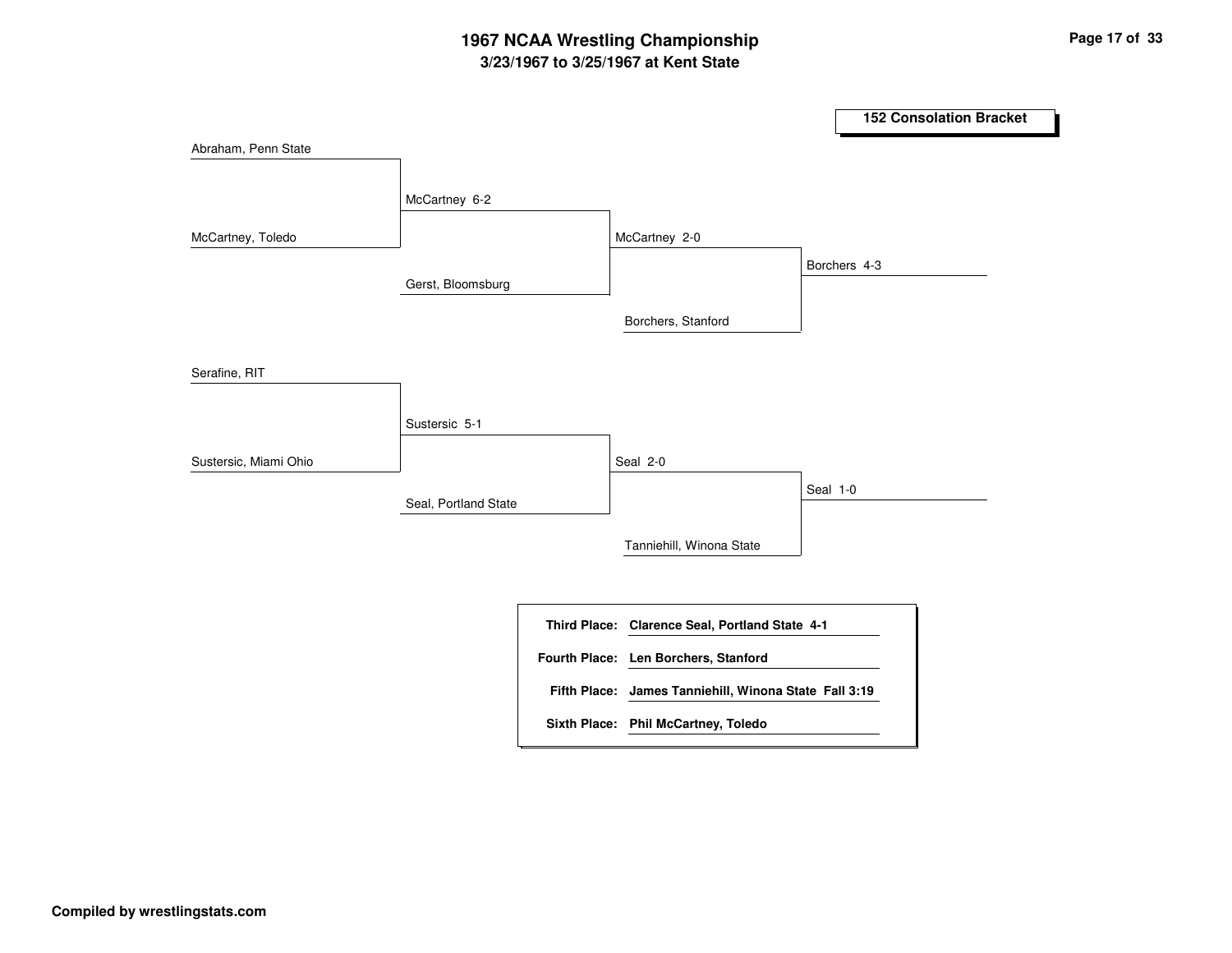# 1967 NCAA Wrestling Championship

## 3/23/1967 to 3/25/1967 at Kent State

### 152 Consolation Bracket

**First Round**

- Abraham, Penn State vs. McCartney, Toledo — McCartney 6-2
- Serafine, RIT vs. Sustersic, Miami Ohio — Sustersic 5-1

**Second Round**

- McCartney vs. Gerst, Bloomsburg — McCartney 2-0
- Sustersic vs. Seal, Portland State — Seal 2-0

**Third Round**

- McCartney vs. Borchers, Stanford — Borchers 4-3
- Seal vs. Tanniehill, Winona State — Seal 1-0

| Place | Result |
|---|---|
| **Third Place:** | **Clarence Seal, Portland State 4-1** |
| **Fourth Place:** | **Len Borchers, Stanford** |
| **Fifth Place:** | **James Tanniehill, Winona State Fall 3:19** |
| **Sixth Place:** | **Phil McCartney, Toledo** |

**Compiled by wrestlingstats.com**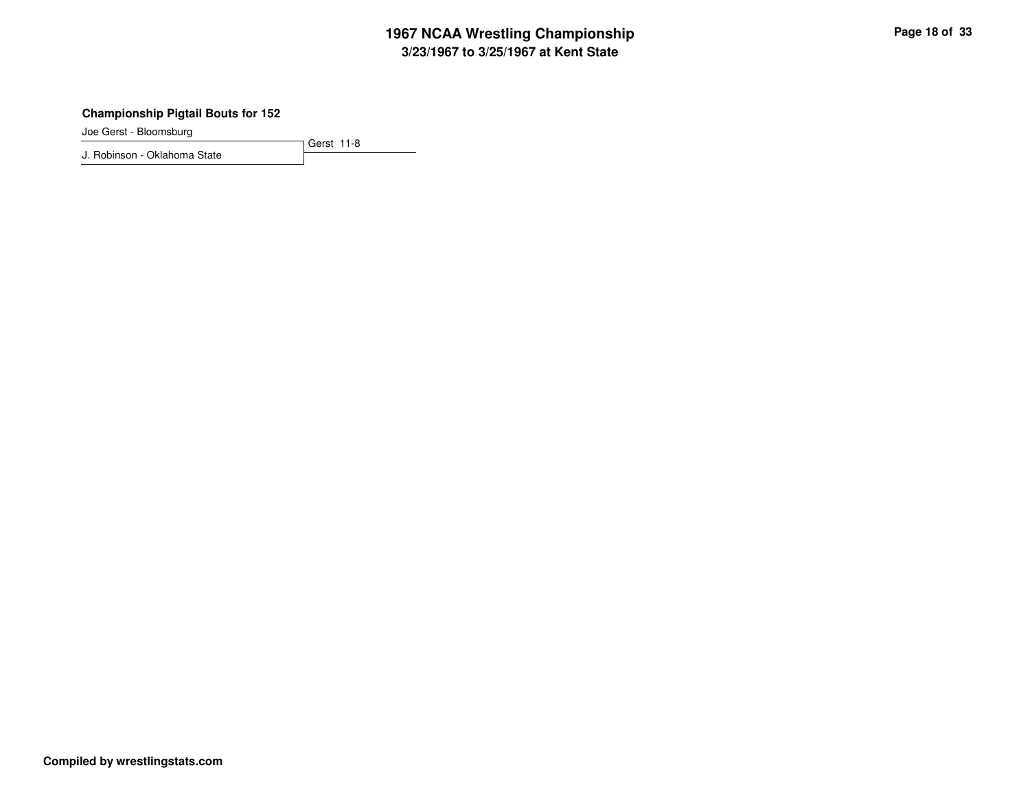### Championship Pigtail Bouts for 152

| Wrestler | Result |
| --- | --- |
| Joe Gerst - Bloomsburg | Gerst 11-8 |
| J. Robinson - Oklahoma State | |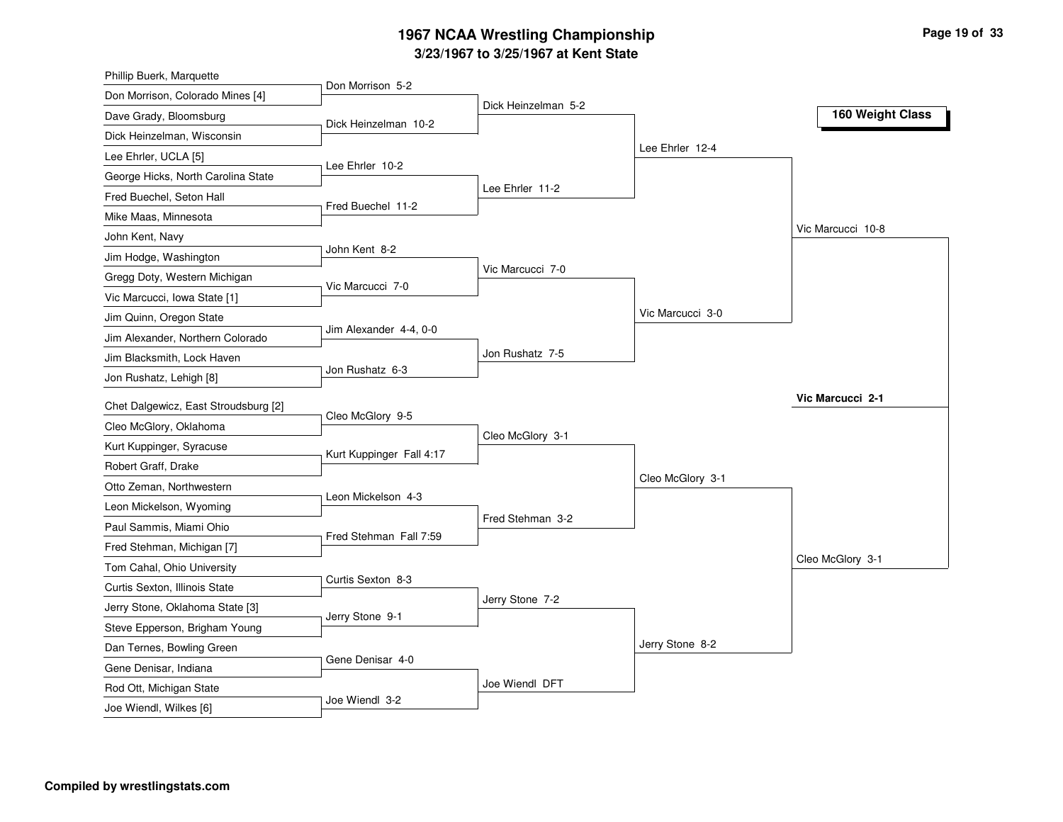# 1967 NCAA Wrestling Championship

## 3/23/1967 to 3/25/1967 at Kent State

### 160 Weight Class

**First Round**

- Phillip Buerk, Marquette
- Don Morrison, Colorado Mines [4]
- Dave Grady, Bloomsburg
- Dick Heinzelman, Wisconsin
- Lee Ehrler, UCLA [5]
- George Hicks, North Carolina State
- Fred Buechel, Seton Hall
- Mike Maas, Minnesota
- John Kent, Navy
- Jim Hodge, Washington
- Gregg Doty, Western Michigan
- Vic Marcucci, Iowa State [1]
- Jim Quinn, Oregon State
- Jim Alexander, Northern Colorado
- Jim Blacksmith, Lock Haven
- Jon Rushatz, Lehigh [8]
- Chet Dalgewicz, East Stroudsburg [2]
- Cleo McGlory, Oklahoma
- Kurt Kuppinger, Syracuse
- Robert Graff, Drake
- Otto Zeman, Northwestern
- Leon Mickelson, Wyoming
- Paul Sammis, Miami Ohio
- Fred Stehman, Michigan [7]
- Tom Cahal, Ohio University
- Curtis Sexton, Illinois State
- Jerry Stone, Oklahoma State [3]
- Steve Epperson, Brigham Young
- Dan Ternes, Bowling Green
- Gene Denisar, Indiana
- Rod Ott, Michigan State
- Joe Wiendl, Wilkes [6]

**Second Round**

- Don Morrison 5-2
- Dick Heinzelman 10-2
- Lee Ehrler 10-2
- Fred Buechel 11-2
- John Kent 8-2
- Vic Marcucci 7-0
- Jim Alexander 4-4, 0-0
- Jon Rushatz 6-3
- Cleo McGlory 9-5
- Kurt Kuppinger Fall 4:17
- Leon Mickelson 4-3
- Fred Stehman Fall 7:59
- Curtis Sexton 8-3
- Jerry Stone 9-1
- Gene Denisar 4-0
- Joe Wiendl 3-2

**Quarterfinals**

- Dick Heinzelman 5-2
- Lee Ehrler 11-2
- Vic Marcucci 7-0
- Jon Rushatz 7-5
- Cleo McGlory 3-1
- Fred Stehman 3-2
- Jerry Stone 7-2
- Joe Wiendl DFT

**Semifinals**

- Lee Ehrler 12-4
- Vic Marcucci 3-0
- Cleo McGlory 3-1
- Jerry Stone 8-2

**Finalists**

- Vic Marcucci 10-8
- Cleo McGlory 3-1

**Champion**

- **Vic Marcucci 2-1**

**Compiled by wrestlingstats.com**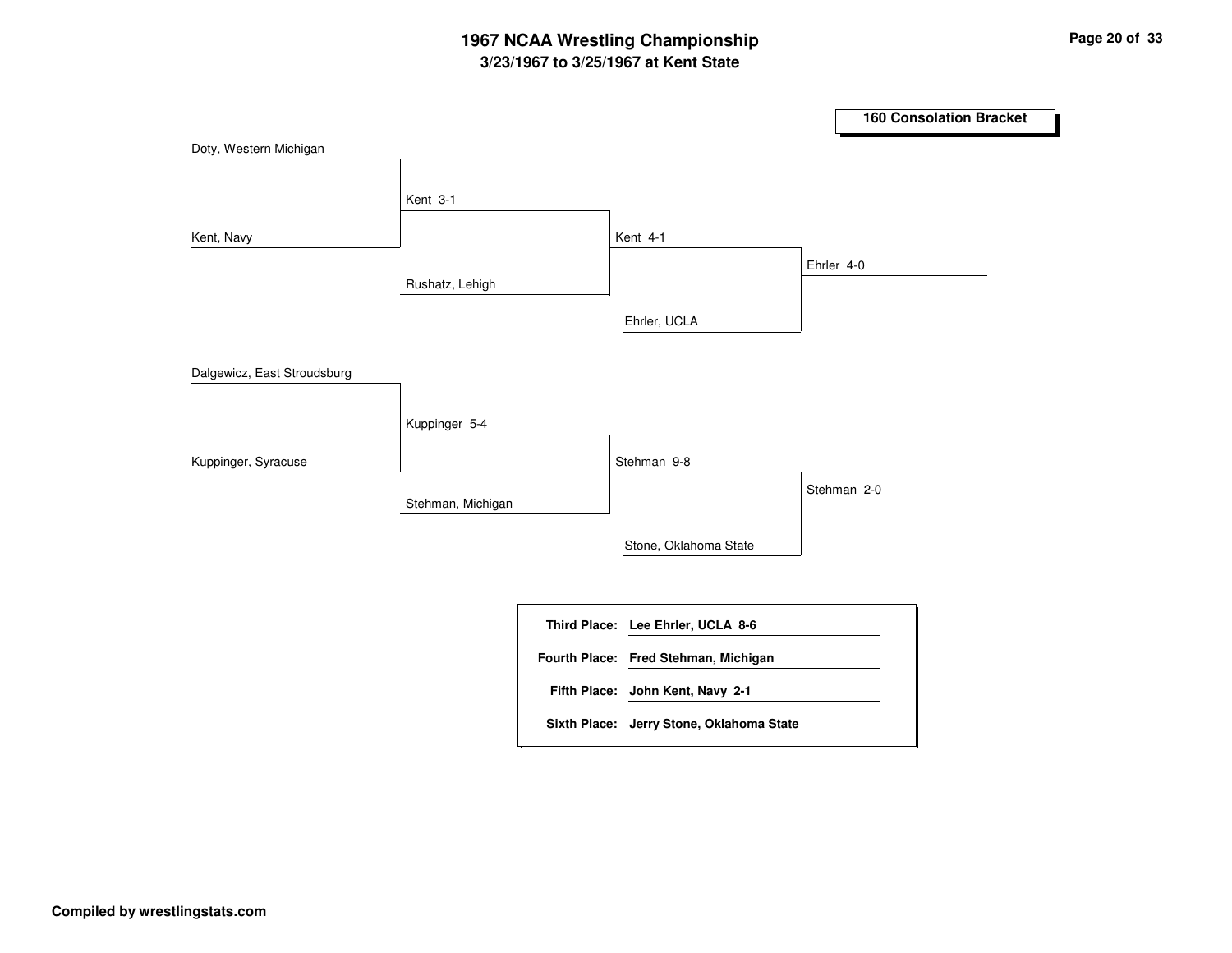# 1967 NCAA Wrestling Championship

## 3/23/1967 to 3/25/1967 at Kent State

### 160 Consolation Bracket

**Round 1:**
- Doty, Western Michigan vs. Kent, Navy — Kent 3-1
- Dalgewicz, East Stroudsburg vs. Kuppinger, Syracuse — Kuppinger 5-4

**Round 2:**
- Kent vs. Rushatz, Lehigh — Kent 4-1
- Kuppinger vs. Stehman, Michigan — Stehman 9-8

**Round 3:**
- Kent vs. Ehrler, UCLA — Ehrler 4-0
- Stehman vs. Stone, Oklahoma State — Stehman 2-0

| | |
|---|---|
| **Third Place:** | **Lee Ehrler, UCLA 8-6** |
| **Fourth Place:** | **Fred Stehman, Michigan** |
| **Fifth Place:** | **John Kent, Navy 2-1** |
| **Sixth Place:** | **Jerry Stone, Oklahoma State** |

**Compiled by wrestlingstats.com**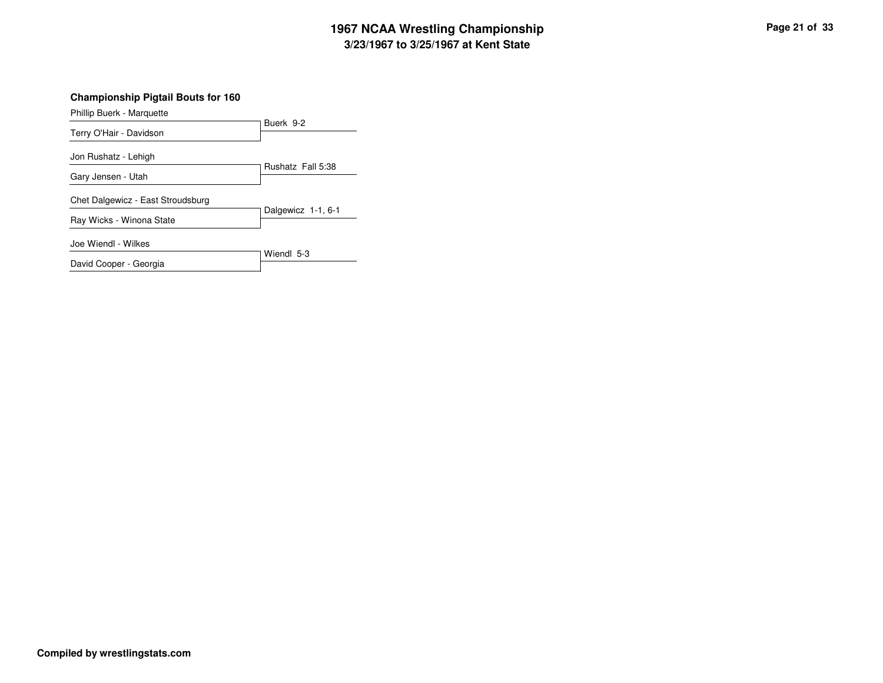# 1967 NCAA Wrestling Championship

## 3/23/1967 to 3/25/1967 at Kent State

### Championship Pigtail Bouts for 160

| Wrestlers | Result |
| --- | --- |
| Phillip Buerk - Marquette vs. Terry O'Hair - Davidson | Buerk 9-2 |
| Jon Rushatz - Lehigh vs. Gary Jensen - Utah | Rushatz Fall 5:38 |
| Chet Dalgewicz - East Stroudsburg vs. Ray Wicks - Winona State | Dalgewicz 1-1, 6-1 |
| Joe Wiendl - Wilkes vs. David Cooper - Georgia | Wiendl 5-3 |

**Compiled by wrestlingstats.com**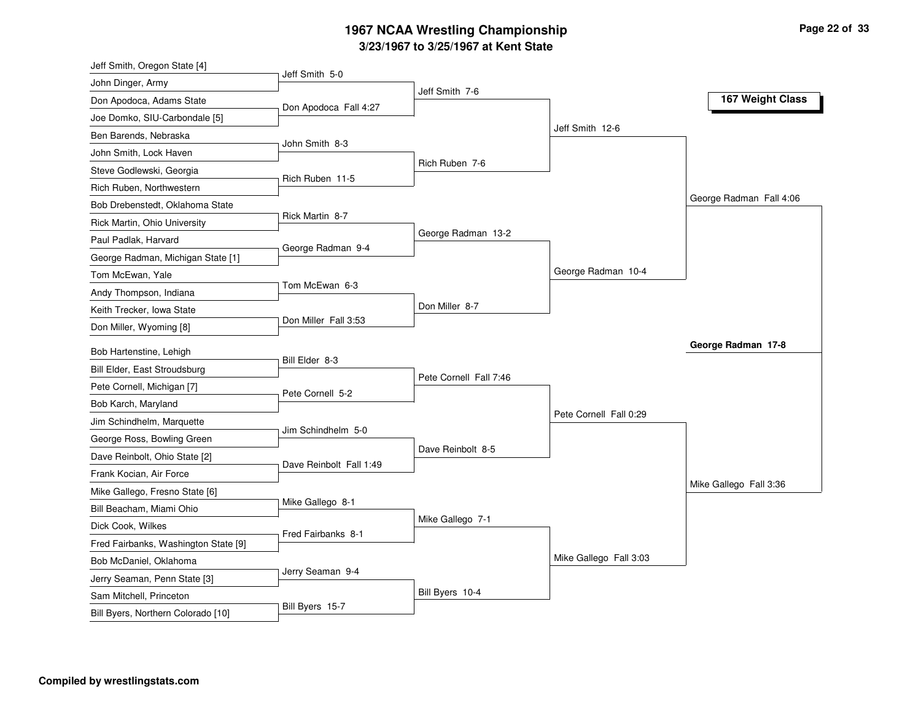# 1967 NCAA Wrestling Championship

## 3/23/1967 to 3/25/1967 at Kent State

### 167 Weight Class

**First Round**

- Jeff Smith, Oregon State [4] vs. John Dinger, Army — Jeff Smith 5-0
- Don Apodoca, Adams State vs. Joe Domko, SIU-Carbondale [5] — Don Apodoca Fall 4:27
- Ben Barends, Nebraska vs. John Smith, Lock Haven — John Smith 8-3
- Steve Godlewski, Georgia vs. Rich Ruben, Northwestern — Rich Ruben 11-5
- Bob Drebenstedt, Oklahoma State vs. Rick Martin, Ohio University — Rick Martin 8-7
- Paul Padlak, Harvard vs. George Radman, Michigan State [1] — George Radman 9-4
- Tom McEwan, Yale vs. Andy Thompson, Indiana — Tom McEwan 6-3
- Keith Trecker, Iowa State vs. Don Miller, Wyoming [8] — Don Miller Fall 3:53
- Bob Hartenstine, Lehigh vs. Bill Elder, East Stroudsburg — Bill Elder 8-3
- Pete Cornell, Michigan [7] vs. Bob Karch, Maryland — Pete Cornell 5-2
- Jim Schindhelm, Marquette vs. George Ross, Bowling Green — Jim Schindhelm 5-0
- Dave Reinbolt, Ohio State [2] vs. Frank Kocian, Air Force — Dave Reinbolt Fall 1:49
- Mike Gallego, Fresno State [6] vs. Bill Beacham, Miami Ohio — Mike Gallego 8-1
- Dick Cook, Wilkes vs. Fred Fairbanks, Washington State [9] — Fred Fairbanks 8-1
- Bob McDaniel, Oklahoma vs. Jerry Seaman, Penn State [3] — Jerry Seaman 9-4
- Sam Mitchell, Princeton vs. Bill Byers, Northern Colorado [10] — Bill Byers 15-7

**Second Round**

- Jeff Smith 7-6
- Rich Ruben 7-6
- George Radman 13-2
- Don Miller 8-7
- Pete Cornell Fall 7:46
- Dave Reinbolt 8-5
- Mike Gallego 7-1
- Bill Byers 10-4

**Quarterfinals**

- Jeff Smith 12-6
- George Radman 10-4
- Pete Cornell Fall 0:29
- Mike Gallego Fall 3:03

**Semifinals**

- George Radman Fall 4:06
- Mike Gallego Fall 3:36

**Final**

- **George Radman 17-8**

**Compiled by wrestlingstats.com**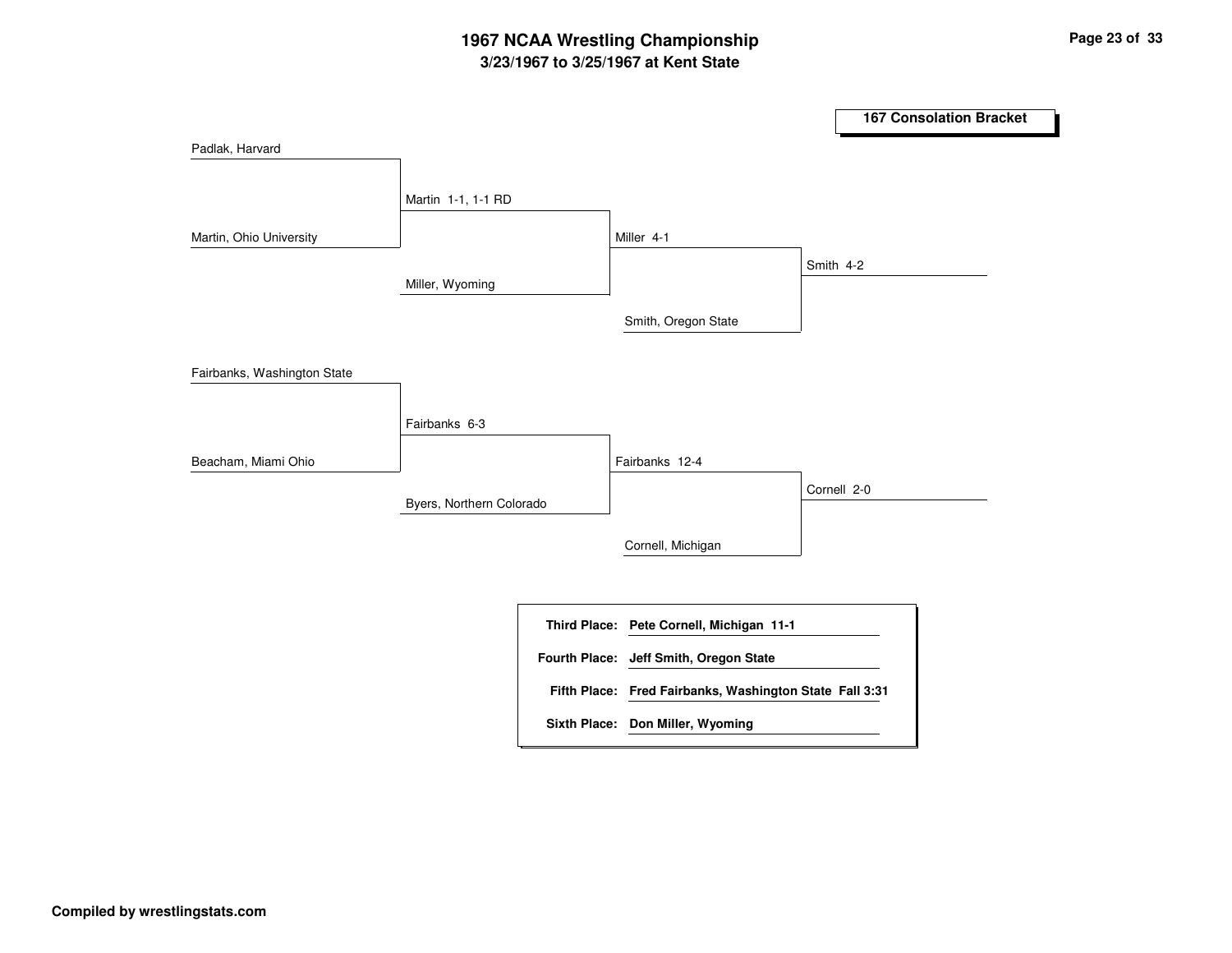# 1967 NCAA Wrestling Championship

## 3/23/1967 to 3/25/1967 at Kent State

### 167 Consolation Bracket

**Round 1**

- Padlak, Harvard vs. Martin, Ohio University — Martin 1-1, 1-1 RD
- Fairbanks, Washington State vs. Beacham, Miami Ohio — Fairbanks 6-3

**Round 2**

- Martin vs. Miller, Wyoming — Miller 4-1
- Fairbanks vs. Byers, Northern Colorado — Fairbanks 12-4

**Round 3**

- Miller vs. Smith, Oregon State — Smith 4-2
- Fairbanks vs. Cornell, Michigan — Cornell 2-0

| Place | Wrestler |
| --- | --- |
| Third Place: | Pete Cornell, Michigan 11-1 |
| Fourth Place: | Jeff Smith, Oregon State |
| Fifth Place: | Fred Fairbanks, Washington State Fall 3:31 |
| Sixth Place: | Don Miller, Wyoming |

Compiled by wrestlingstats.com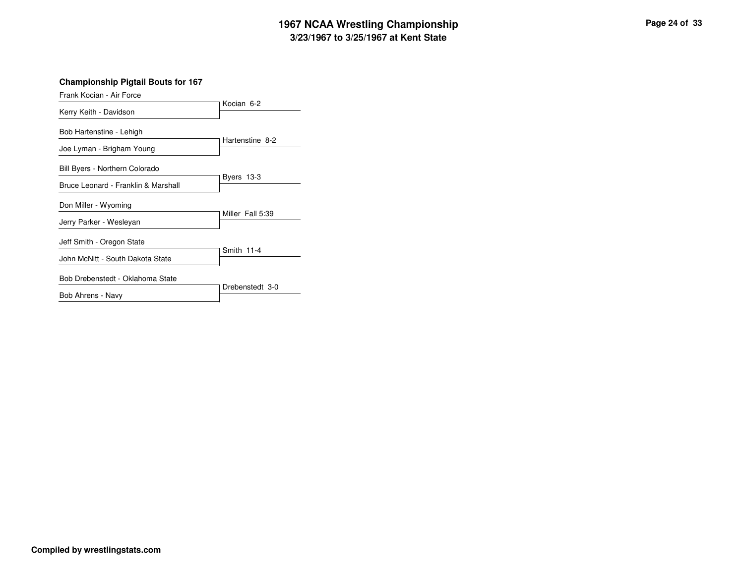# 1967 NCAA Wrestling Championship

## 3/23/1967 to 3/25/1967 at Kent State

### Championship Pigtail Bouts for 167

| Wrestler 1 | Wrestler 2 | Result |
| --- | --- | --- |
| Frank Kocian - Air Force | Kerry Keith - Davidson | Kocian 6-2 |
| Bob Hartenstine - Lehigh | Joe Lyman - Brigham Young | Hartenstine 8-2 |
| Bill Byers - Northern Colorado | Bruce Leonard - Franklin & Marshall | Byers 13-3 |
| Don Miller - Wyoming | Jerry Parker - Wesleyan | Miller Fall 5:39 |
| Jeff Smith - Oregon State | John McNitt - South Dakota State | Smith 11-4 |
| Bob Drebenstedt - Oklahoma State | Bob Ahrens - Navy | Drebenstedt 3-0 |

**Compiled by wrestlingstats.com**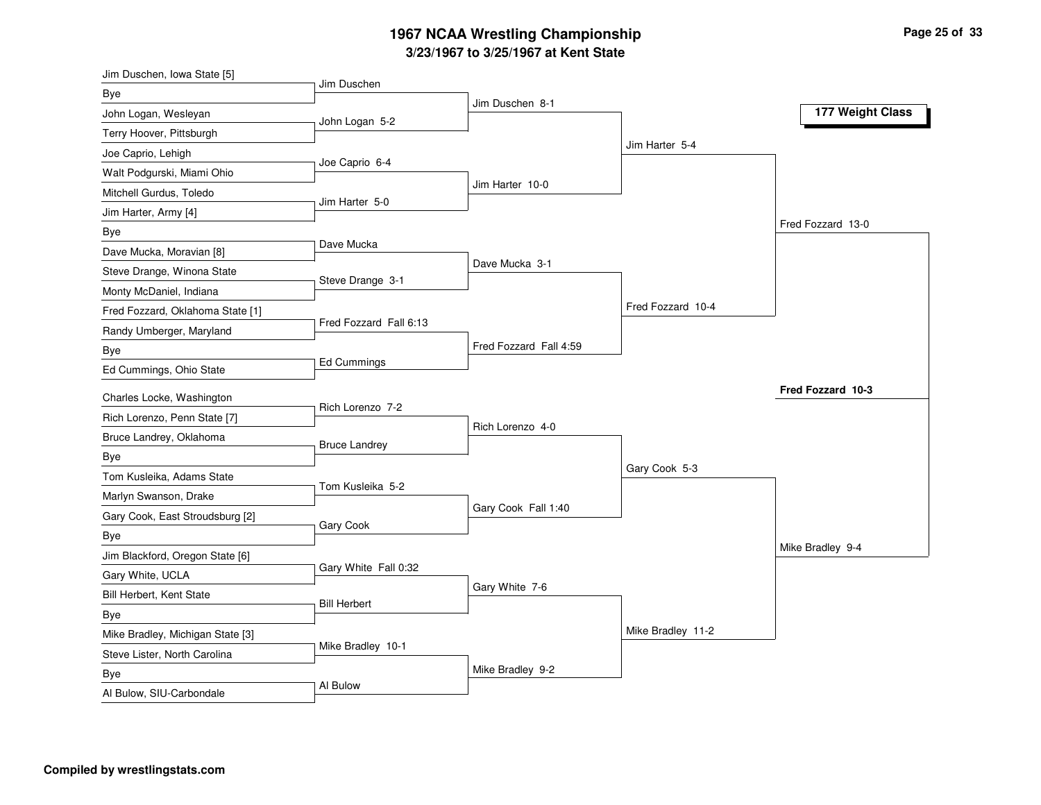# 1967 NCAA Wrestling Championship

## 3/23/1967 to 3/25/1967 at Kent State

### 177 Weight Class

**First Round**

- Jim Duschen, Iowa State [5] vs Bye — Jim Duschen
- John Logan, Wesleyan vs Terry Hoover, Pittsburgh — John Logan 5-2
- Joe Caprio, Lehigh vs Walt Podgurski, Miami Ohio — Joe Caprio 6-4
- Mitchell Gurdus, Toledo vs Jim Harter, Army [4] — Jim Harter 5-0
- Bye vs Dave Mucka, Moravian [8] — Dave Mucka
- Steve Drange, Winona State vs Monty McDaniel, Indiana — Steve Drange 3-1
- Fred Fozzard, Oklahoma State [1] vs Randy Umberger, Maryland — Fred Fozzard Fall 6:13
- Bye vs Ed Cummings, Ohio State — Ed Cummings
- Charles Locke, Washington vs Rich Lorenzo, Penn State [7] — Rich Lorenzo 7-2
- Bruce Landrey, Oklahoma vs Bye — Bruce Landrey
- Tom Kusleika, Adams State vs Marlyn Swanson, Drake — Tom Kusleika 5-2
- Gary Cook, East Stroudsburg [2] vs Bye — Gary Cook
- Jim Blackford, Oregon State [6] vs Gary White, UCLA — Gary White Fall 0:32
- Bill Herbert, Kent State vs Bye — Bill Herbert
- Mike Bradley, Michigan State [3] vs Steve Lister, North Carolina — Mike Bradley 10-1
- Bye vs Al Bulow, SIU-Carbondale — Al Bulow

**Second Round**

- Jim Duschen 8-1
- Jim Harter 10-0
- Dave Mucka 3-1
- Fred Fozzard Fall 4:59
- Rich Lorenzo 4-0
- Gary Cook Fall 1:40
- Gary White 7-6
- Mike Bradley 9-2

**Quarterfinals**

- Jim Harter 5-4
- Fred Fozzard 10-4
- Gary Cook 5-3
- Mike Bradley 11-2

**Semifinals**

- Fred Fozzard 13-0
- Mike Bradley 9-4

**Final**

- **Fred Fozzard 10-3**

Compiled by wrestlingstats.com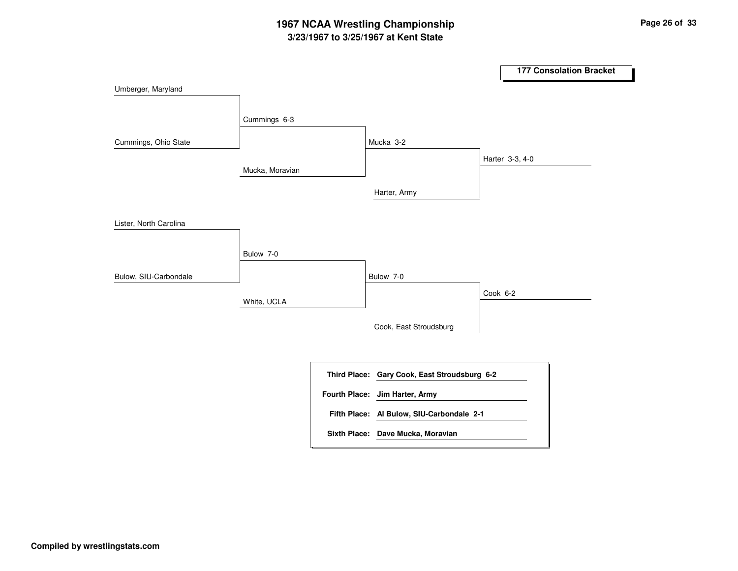# 1967 NCAA Wrestling Championship

## 3/23/1967 to 3/25/1967 at Kent State

### 177 Consolation Bracket

**Bracket results:**

- Umberger, Maryland vs. Cummings, Ohio State — Cummings 6-3
- Cummings vs. Mucka, Moravian — Mucka 3-2
- Mucka vs. Harter, Army — Harter 3-3, 4-0
- Lister, North Carolina vs. Bulow, SIU-Carbondale — Bulow 7-0
- Bulow vs. White, UCLA — Bulow 7-0
- Bulow vs. Cook, East Stroudsburg — Cook 6-2

| Place | Wrestler |
|---|---|
| **Third Place:** | **Gary Cook, East Stroudsburg 6-2** |
| **Fourth Place:** | **Jim Harter, Army** |
| **Fifth Place:** | **Al Bulow, SIU-Carbondale 2-1** |
| **Sixth Place:** | **Dave Mucka, Moravian** |

**Compiled by wrestlingstats.com**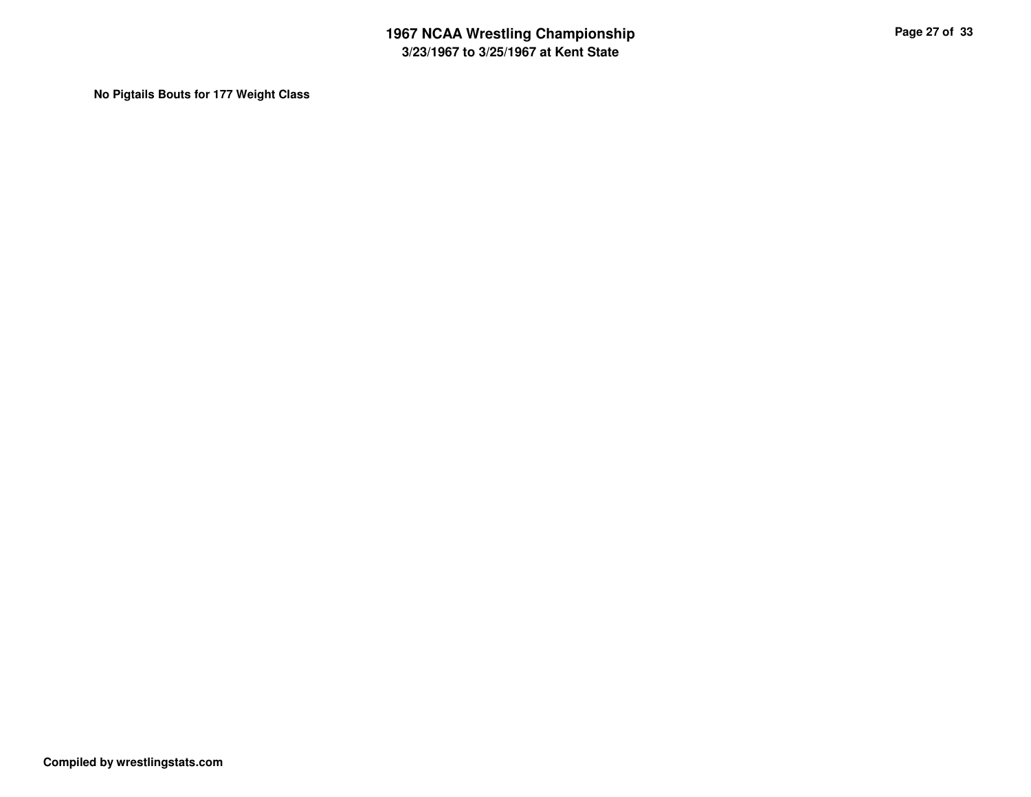**No Pigtails Bouts for 177 Weight Class**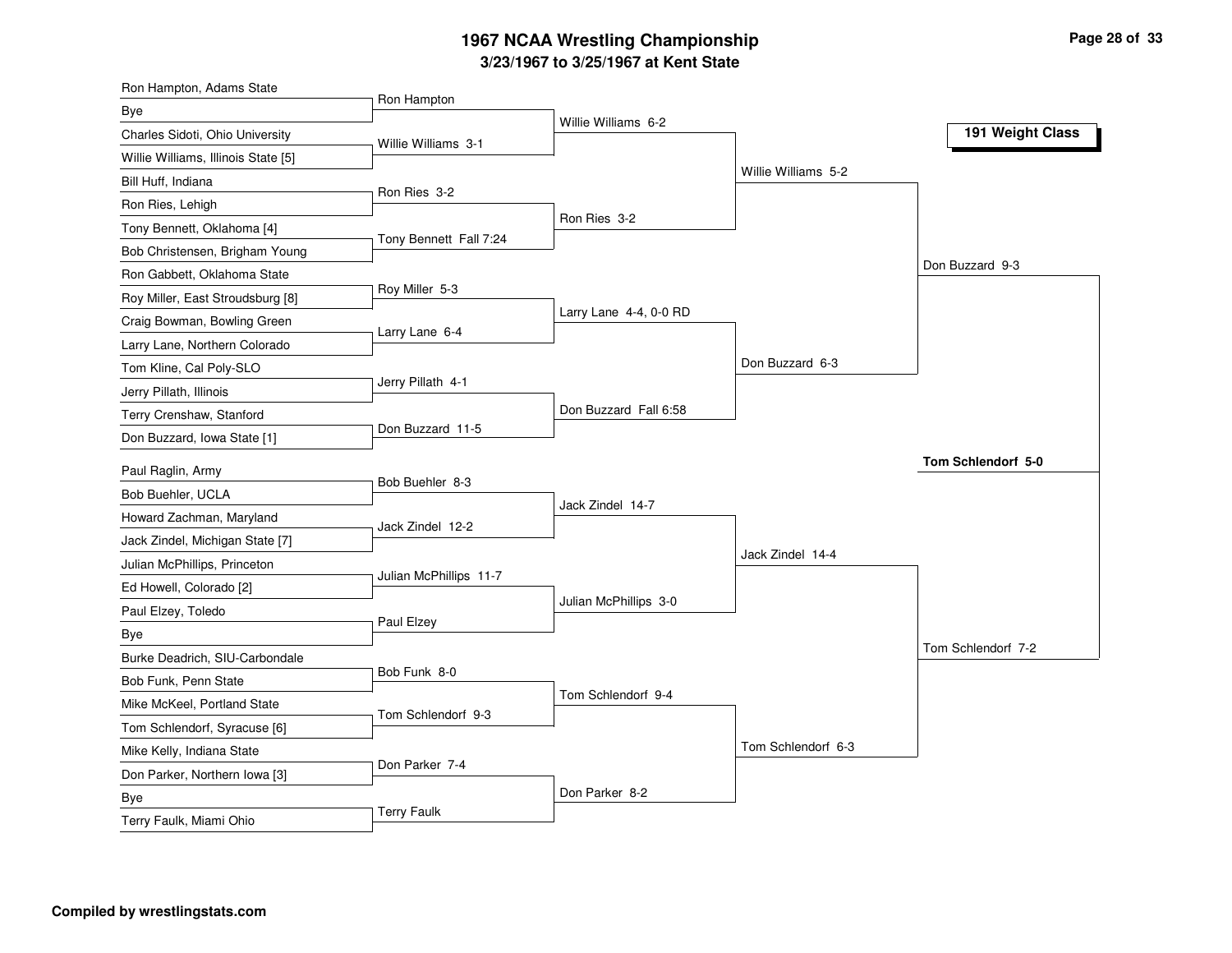# 1967 NCAA Wrestling Championship

## 3/23/1967 to 3/25/1967 at Kent State

### 191 Weight Class

**First Round**

| Wrestler 1 | Wrestler 2 | Winner |
|---|---|---|
| Ron Hampton, Adams State | Bye | Ron Hampton |
| Charles Sidoti, Ohio University | Willie Williams, Illinois State [5] | Willie Williams 3-1 |
| Bill Huff, Indiana | Ron Ries, Lehigh | Ron Ries 3-2 |
| Tony Bennett, Oklahoma [4] | Bob Christensen, Brigham Young | Tony Bennett Fall 7:24 |
| Ron Gabbett, Oklahoma State | Roy Miller, East Stroudsburg [8] | Roy Miller 5-3 |
| Craig Bowman, Bowling Green | Larry Lane, Northern Colorado | Larry Lane 6-4 |
| Tom Kline, Cal Poly-SLO | Jerry Pillath, Illinois | Jerry Pillath 4-1 |
| Terry Crenshaw, Stanford | Don Buzzard, Iowa State [1] | Don Buzzard 11-5 |
| Paul Raglin, Army | Bob Buehler, UCLA | Bob Buehler 8-3 |
| Howard Zachman, Maryland | Jack Zindel, Michigan State [7] | Jack Zindel 12-2 |
| Julian McPhillips, Princeton | Ed Howell, Colorado [2] | Julian McPhillips 11-7 |
| Paul Elzey, Toledo | Bye | Paul Elzey |
| Burke Deadrich, SIU-Carbondale | Bob Funk, Penn State | Bob Funk 8-0 |
| Mike McKeel, Portland State | Tom Schlendorf, Syracuse [6] | Tom Schlendorf 9-3 |
| Mike Kelly, Indiana State | Don Parker, Northern Iowa [3] | Don Parker 7-4 |
| Bye | Terry Faulk, Miami Ohio | Terry Faulk |

**Second Round**

- Willie Williams 6-2
- Ron Ries 3-2
- Larry Lane 4-4, 0-0 RD
- Don Buzzard Fall 6:58
- Jack Zindel 14-7
- Julian McPhillips 3-0
- Tom Schlendorf 9-4
- Don Parker 8-2

**Quarterfinals**

- Willie Williams 5-2
- Don Buzzard 6-3
- Jack Zindel 14-4
- Tom Schlendorf 6-3

**Semifinals**

- Don Buzzard 9-3
- Tom Schlendorf 7-2

**Final**

**Tom Schlendorf 5-0**

Compiled by wrestlingstats.com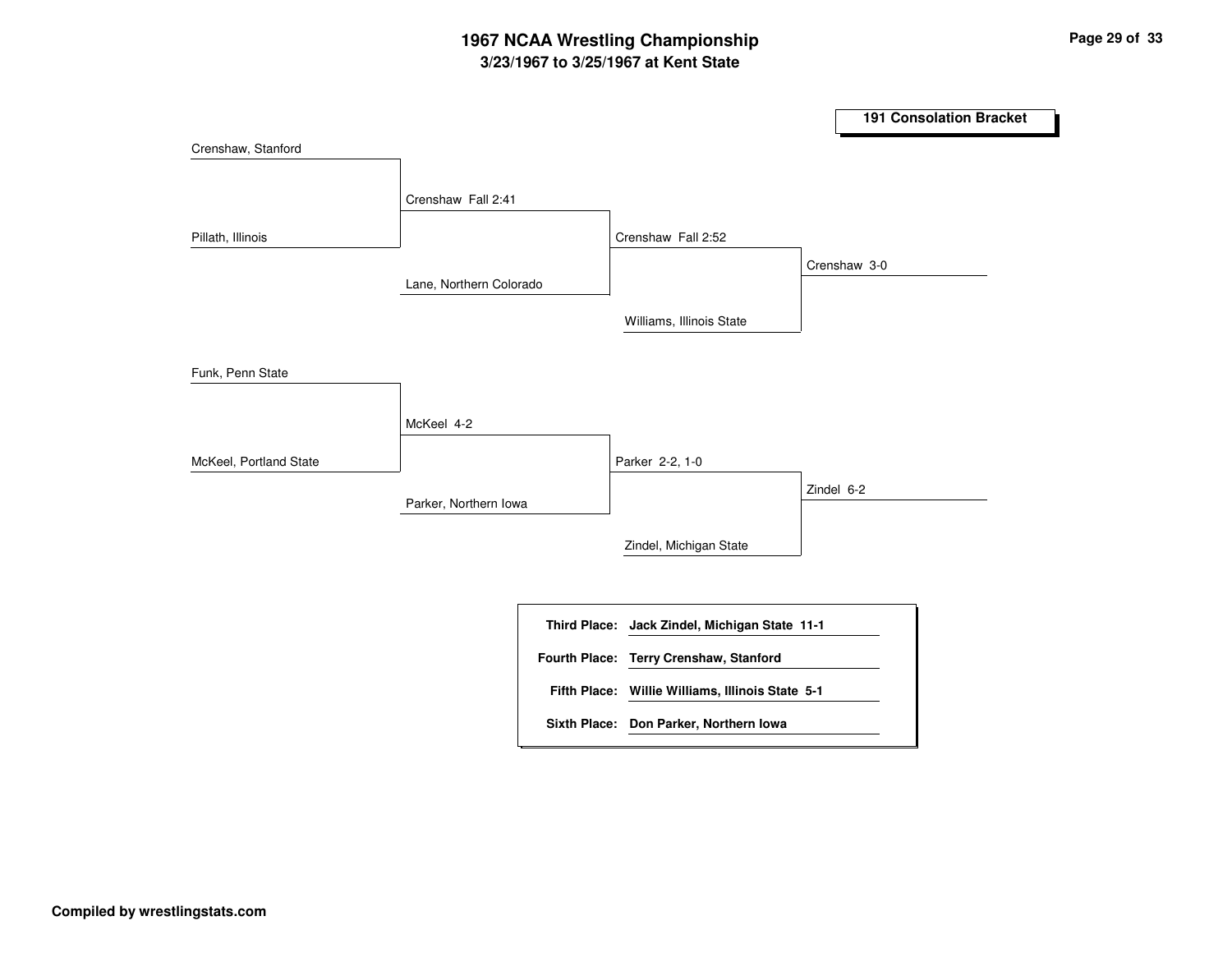# 1967 NCAA Wrestling Championship

## 3/23/1967 to 3/25/1967 at Kent State

### 191 Consolation Bracket

**Round 1**

- Crenshaw, Stanford vs. Pillath, Illinois — Crenshaw Fall 2:41
- Funk, Penn State vs. McKeel, Portland State — McKeel 4-2

**Round 2**

- Crenshaw vs. Lane, Northern Colorado — Crenshaw Fall 2:52
- McKeel vs. Parker, Northern Iowa — Parker 2-2, 1-0

**Round 3**

- Crenshaw vs. Williams, Illinois State — Crenshaw 3-0
- Parker vs. Zindel, Michigan State — Zindel 6-2

| | |
|---|---|
| **Third Place:** | **Jack Zindel, Michigan State 11-1** |
| **Fourth Place:** | **Terry Crenshaw, Stanford** |
| **Fifth Place:** | **Willie Williams, Illinois State 5-1** |
| **Sixth Place:** | **Don Parker, Northern Iowa** |

**Compiled by wrestlingstats.com**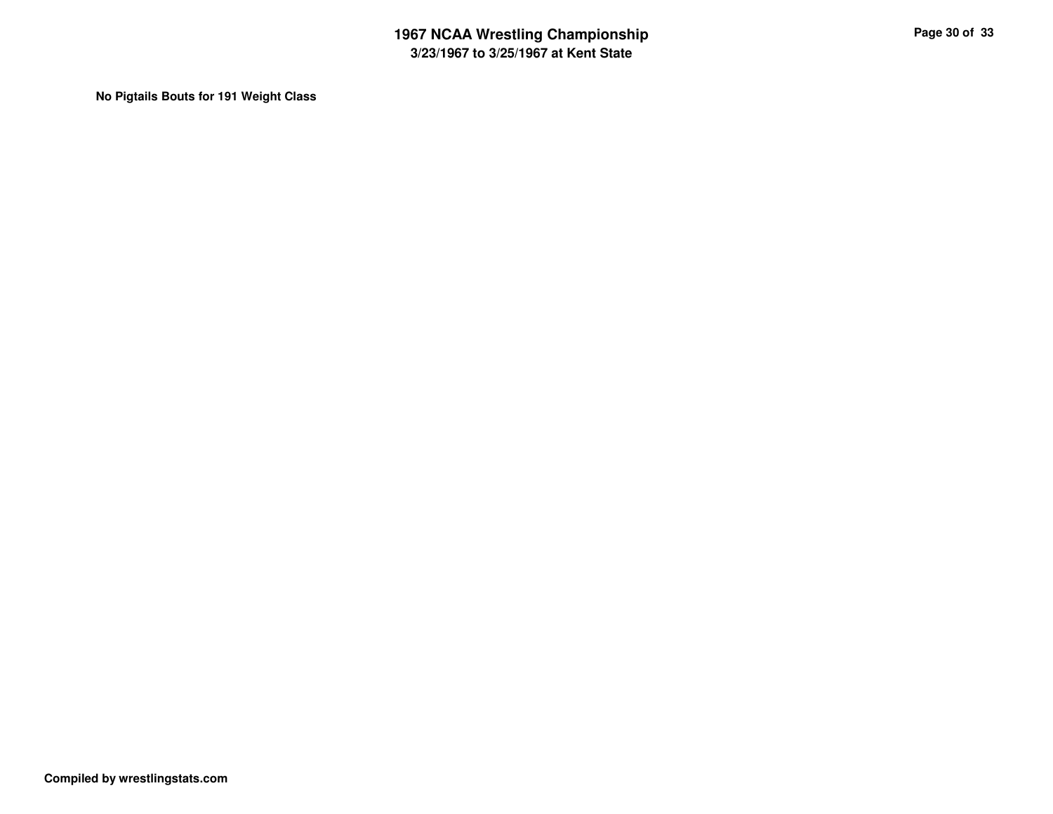**No Pigtails Bouts for 191 Weight Class**

**Compiled by wrestlingstats.com**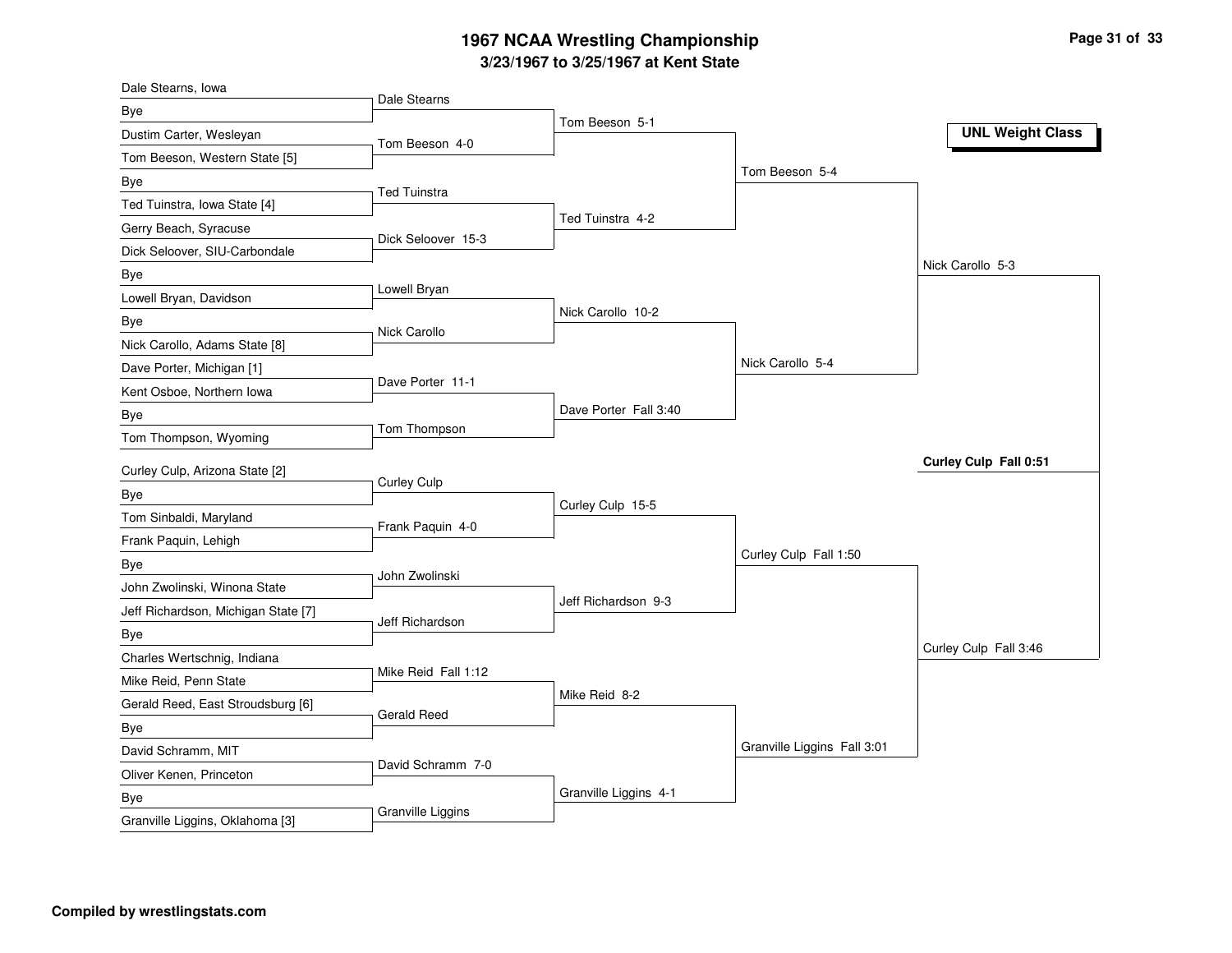# 1967 NCAA Wrestling Championship

## 3/23/1967 to 3/25/1967 at Kent State

**UNL Weight Class**

### First Round

- Dale Stearns, Iowa vs Bye — Dale Stearns
- Dustim Carter, Wesleyan vs Tom Beeson, Western State [5] — Tom Beeson 4-0
- Bye vs Ted Tuinstra, Iowa State [4] — Ted Tuinstra
- Gerry Beach, Syracuse vs Dick Seloover, SIU-Carbondale — Dick Seloover 15-3
- Bye vs Lowell Bryan, Davidson — Lowell Bryan
- Bye vs Nick Carollo, Adams State [8] — Nick Carollo
- Dave Porter, Michigan [1] vs Kent Osboe, Northern Iowa — Dave Porter 11-1
- Bye vs Tom Thompson, Wyoming — Tom Thompson
- Curley Culp, Arizona State [2] vs Bye — Curley Culp
- Tom Sinbaldi, Maryland vs Frank Paquin, Lehigh — Frank Paquin 4-0
- Bye vs John Zwolinski, Winona State — John Zwolinski
- Jeff Richardson, Michigan State [7] vs Bye — Jeff Richardson
- Charles Wertschnig, Indiana vs Mike Reid, Penn State — Mike Reid Fall 1:12
- Gerald Reed, East Stroudsburg [6] vs Bye — Gerald Reed
- David Schramm, MIT vs Oliver Kenen, Princeton — David Schramm 7-0
- Bye vs Granville Liggins, Oklahoma [3] — Granville Liggins

### Second Round

- Tom Beeson 5-1
- Ted Tuinstra 4-2
- Nick Carollo 10-2
- Dave Porter Fall 3:40
- Curley Culp 15-5
- Jeff Richardson 9-3
- Mike Reid 8-2
- Granville Liggins 4-1

### Quarterfinals

- Tom Beeson 5-4
- Nick Carollo 5-4
- Curley Culp Fall 1:50
- Granville Liggins Fall 3:01

### Semifinals

- Nick Carollo 5-3
- Curley Culp Fall 3:46

### Final

**Curley Culp Fall 0:51**

Compiled by wrestlingstats.com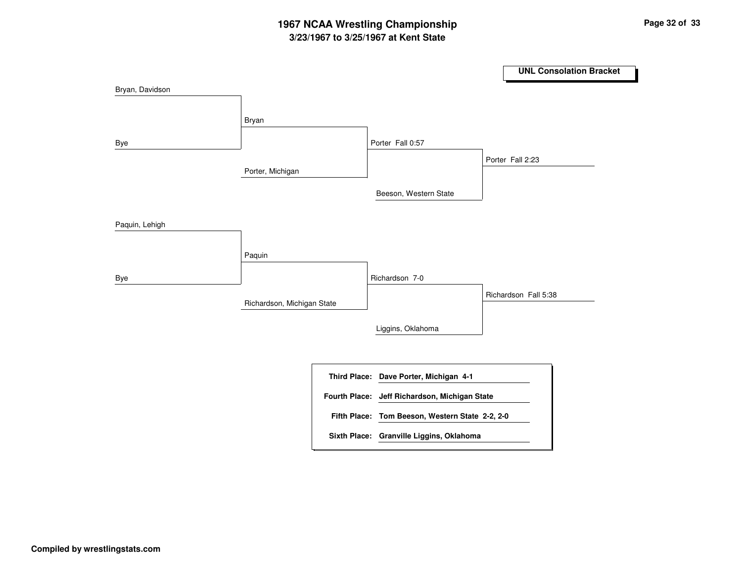# 1967 NCAA Wrestling Championship

## 3/23/1967 to 3/25/1967 at Kent State

**UNL Consolation Bracket**

| Round 1 | Round 2 | Round 3 | Final |
|---|---|---|---|
| Bryan, Davidson | | | |
| Bye | Bryan | | |
| | Porter, Michigan | Porter Fall 0:57 | |
| | | Beeson, Western State | Porter Fall 2:23 |
| Paquin, Lehigh | | | |
| Bye | Paquin | | |
| | Richardson, Michigan State | Richardson 7-0 | |
| | | Liggins, Oklahoma | Richardson Fall 5:38 |

**Third Place:** Dave Porter, Michigan 4-1

**Fourth Place:** Jeff Richardson, Michigan State

**Fifth Place:** Tom Beeson, Western State 2-2, 2-0

**Sixth Place:** Granville Liggins, Oklahoma

**Compiled by wrestlingstats.com**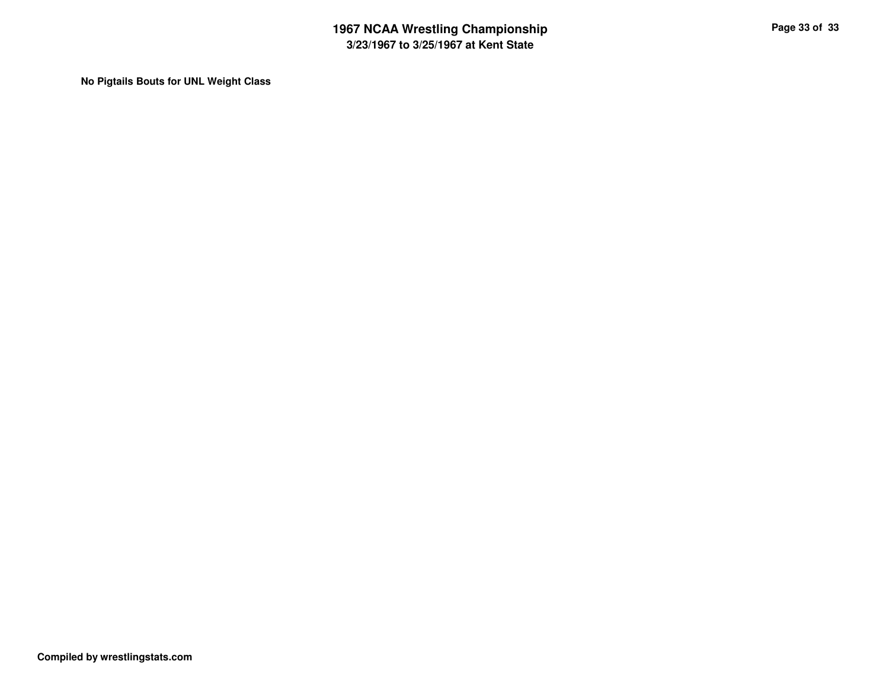**No Pigtails Bouts for UNL Weight Class**